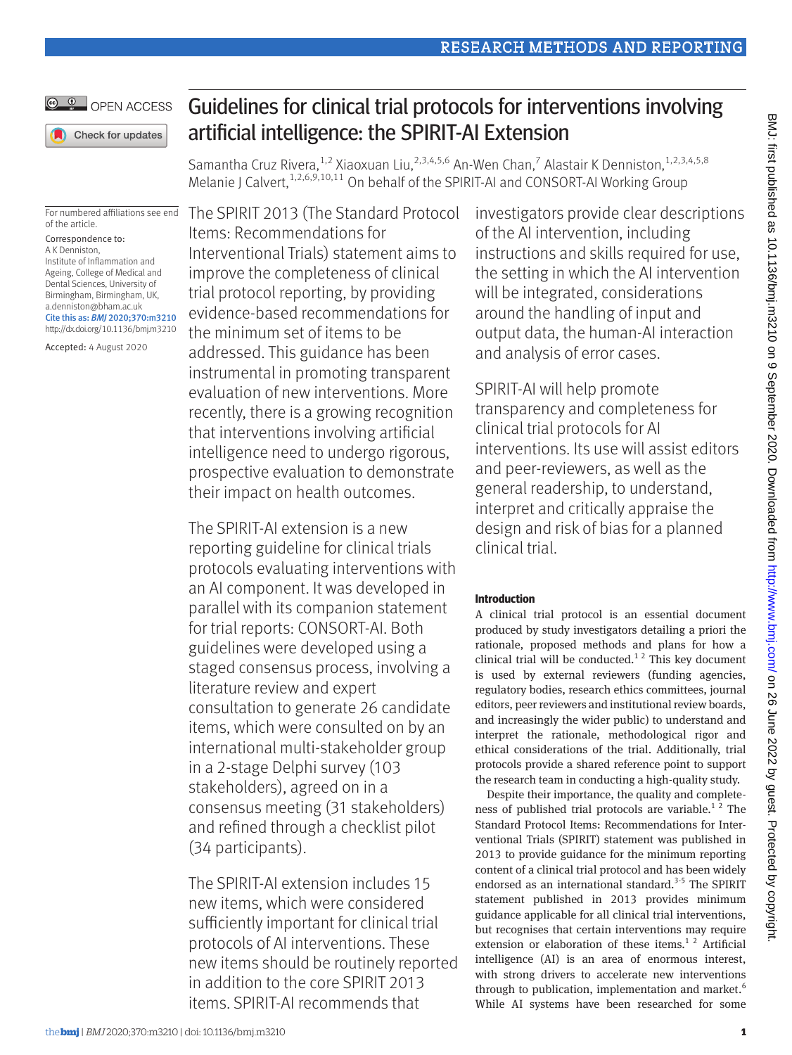# Guidelines for clinical trial protocols for interventions involving artificial intelligence: the SPIRIT-AI Extension

Samantha Cruz Rivera,[1,2] Xiaoxuan Liu,[2,3,4,5,6] An-Wen Chan,[7] Alastair K Denniston,[1,2,3,4,5,8] Melanie J Calvert,[1,2,6,9,10,11] On behalf of the SPIRIT-AI and CONSORT-AI Working Group

For numbered affiliations see end of the article.

Correspondence to: A K Denniston, Institute of Inflammation and Ageing, College of Medical and Dental Sciences, University of Birmingham, Birmingham, UK, a.denniston@bham.ac.uk

Cite this as: *BMJ* 2020;370:m3210
http://dx.doi.org/10.1136/bmj.m3210

Accepted: 4 August 2020

The SPIRIT 2013 (The Standard Protocol Items: Recommendations for Interventional Trials) statement aims to improve the completeness of clinical trial protocol reporting, by providing evidence-based recommendations for the minimum set of items to be addressed. This guidance has been instrumental in promoting transparent evaluation of new interventions. More recently, there is a growing recognition that interventions involving artificial intelligence need to undergo rigorous, prospective evaluation to demonstrate their impact on health outcomes.

The SPIRIT-AI extension is a new reporting guideline for clinical trials protocols evaluating interventions with an AI component. It was developed in parallel with its companion statement for trial reports: CONSORT-AI. Both guidelines were developed using a staged consensus process, involving a literature review and expert consultation to generate 26 candidate items, which were consulted on by an international multi-stakeholder group in a 2-stage Delphi survey (103 stakeholders), agreed on in a consensus meeting (31 stakeholders) and refined through a checklist pilot (34 participants).

The SPIRIT-AI extension includes 15 new items, which were considered sufficiently important for clinical trial protocols of AI interventions. These new items should be routinely reported in addition to the core SPIRIT 2013 items. SPIRIT-AI recommends that investigators provide clear descriptions of the AI intervention, including instructions and skills required for use, the setting in which the AI intervention will be integrated, considerations around the handling of input and output data, the human-AI interaction and analysis of error cases.

SPIRIT-AI will help promote transparency and completeness for clinical trial protocols for AI interventions. Its use will assist editors and peer-reviewers, as well as the general readership, to understand, interpret and critically appraise the design and risk of bias for a planned clinical trial.

## Introduction

A clinical trial protocol is an essential document produced by study investigators detailing a priori the rationale, proposed methods and plans for how a clinical trial will be conducted.[1 2] This key document is used by external reviewers (funding agencies, regulatory bodies, research ethics committees, journal editors, peer reviewers and institutional review boards, and increasingly the wider public) to understand and interpret the rationale, methodological rigor and ethical considerations of the trial. Additionally, trial protocols provide a shared reference point to support the research team in conducting a high-quality study.

Despite their importance, the quality and completeness of published trial protocols are variable.[1 2] The Standard Protocol Items: Recommendations for Interventional Trials (SPIRIT) statement was published in 2013 to provide guidance for the minimum reporting content of a clinical trial protocol and has been widely endorsed as an international standard.[3-5] The SPIRIT statement published in 2013 provides minimum guidance applicable for all clinical trial interventions, but recognises that certain interventions may require extension or elaboration of these items.[1 2] Artificial intelligence (AI) is an area of enormous interest, with strong drivers to accelerate new interventions through to publication, implementation and market.[6] While AI systems have been researched for some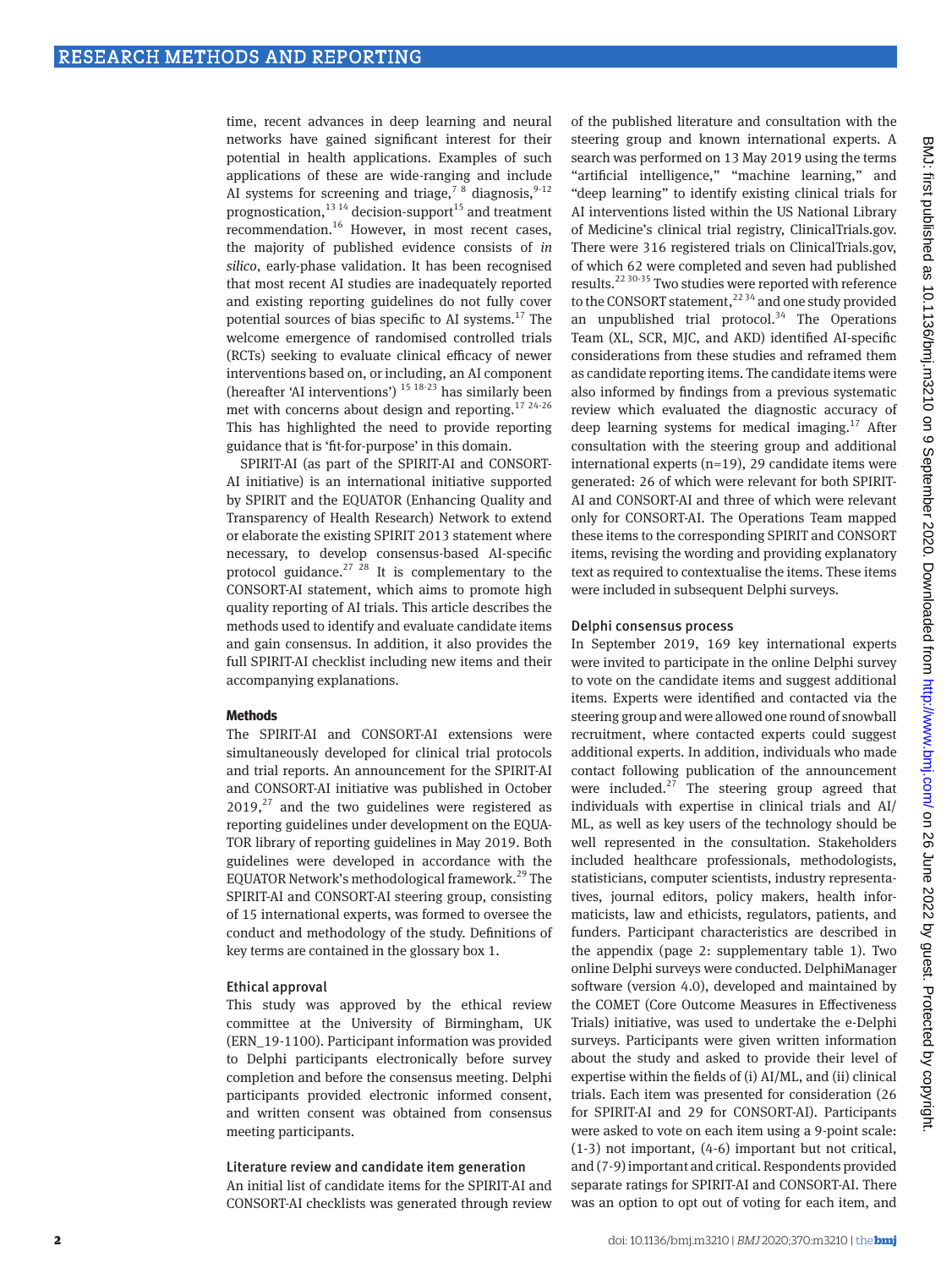time, recent advances in deep learning and neural networks have gained significant interest for their potential in health applications. Examples of such applications of these are wide-ranging and include AI systems for screening and triage,[7 8] diagnosis,[9-12] prognostication,[13 14] decision-support[15] and treatment recommendation.[16] However, in most recent cases, the majority of published evidence consists of *in silico*, early-phase validation. It has been recognised that most recent AI studies are inadequately reported and existing reporting guidelines do not fully cover potential sources of bias specific to AI systems.[17] The welcome emergence of randomised controlled trials (RCTs) seeking to evaluate clinical efficacy of newer interventions based on, or including, an AI component (hereafter 'AI interventions') [15 18-23] has similarly been met with concerns about design and reporting.[17 24-26] This has highlighted the need to provide reporting guidance that is 'fit-for-purpose' in this domain.

SPIRIT-AI (as part of the SPIRIT-AI and CONSORT-AI initiative) is an international initiative supported by SPIRIT and the EQUATOR (Enhancing Quality and Transparency of Health Research) Network to extend or elaborate the existing SPIRIT 2013 statement where necessary, to develop consensus-based AI-specific protocol guidance.[27 28] It is complementary to the CONSORT-AI statement, which aims to promote high quality reporting of AI trials. This article describes the methods used to identify and evaluate candidate items and gain consensus. In addition, it also provides the full SPIRIT-AI checklist including new items and their accompanying explanations.

## Methods

The SPIRIT-AI and CONSORT-AI extensions were simultaneously developed for clinical trial protocols and trial reports. An announcement for the SPIRIT-AI and CONSORT-AI initiative was published in October 2019,[27] and the two guidelines were registered as reporting guidelines under development on the EQUATOR library of reporting guidelines in May 2019. Both guidelines were developed in accordance with the EQUATOR Network's methodological framework.[29] The SPIRIT-AI and CONSORT-AI steering group, consisting of 15 international experts, was formed to oversee the conduct and methodology of the study. Definitions of key terms are contained in the glossary box 1.

### Ethical approval

This study was approved by the ethical review committee at the University of Birmingham, UK (ERN_19-1100). Participant information was provided to Delphi participants electronically before survey completion and before the consensus meeting. Delphi participants provided electronic informed consent, and written consent was obtained from consensus meeting participants.

### Literature review and candidate item generation

An initial list of candidate items for the SPIRIT-AI and CONSORT-AI checklists was generated through review of the published literature and consultation with the steering group and known international experts. A search was performed on 13 May 2019 using the terms "artificial intelligence," "machine learning," and "deep learning" to identify existing clinical trials for AI interventions listed within the US National Library of Medicine's clinical trial registry, ClinicalTrials.gov. There were 316 registered trials on ClinicalTrials.gov, of which 62 were completed and seven had published results.[22 30-35] Two studies were reported with reference to the CONSORT statement,[22 34] and one study provided an unpublished trial protocol.[34] The Operations Team (XL, SCR, MJC, and AKD) identified AI-specific considerations from these studies and reframed them as candidate reporting items. The candidate items were also informed by findings from a previous systematic review which evaluated the diagnostic accuracy of deep learning systems for medical imaging.[17] After consultation with the steering group and additional international experts (n=19), 29 candidate items were generated: 26 of which were relevant for both SPIRIT-AI and CONSORT-AI and three of which were relevant only for CONSORT-AI. The Operations Team mapped these items to the corresponding SPIRIT and CONSORT items, revising the wording and providing explanatory text as required to contextualise the items. These items were included in subsequent Delphi surveys.

### Delphi consensus process

In September 2019, 169 key international experts were invited to participate in the online Delphi survey to vote on the candidate items and suggest additional items. Experts were identified and contacted via the steering group and were allowed one round of snowball recruitment, where contacted experts could suggest additional experts. In addition, individuals who made contact following publication of the announcement were included.[27] The steering group agreed that individuals with expertise in clinical trials and AI/ML, as well as key users of the technology should be well represented in the consultation. Stakeholders included healthcare professionals, methodologists, statisticians, computer scientists, industry representatives, journal editors, policy makers, health informaticists, law and ethicists, regulators, patients, and funders. Participant characteristics are described in the appendix (page 2: supplementary table 1). Two online Delphi surveys were conducted. DelphiManager software (version 4.0), developed and maintained by the COMET (Core Outcome Measures in Effectiveness Trials) initiative, was used to undertake the e-Delphi surveys. Participants were given written information about the study and asked to provide their level of expertise within the fields of (i) AI/ML, and (ii) clinical trials. Each item was presented for consideration (26 for SPIRIT-AI and 29 for CONSORT-AI). Participants were asked to vote on each item using a 9-point scale: (1-3) not important, (4-6) important but not critical, and (7-9) important and critical. Respondents provided separate ratings for SPIRIT-AI and CONSORT-AI. There was an option to opt out of voting for each item, and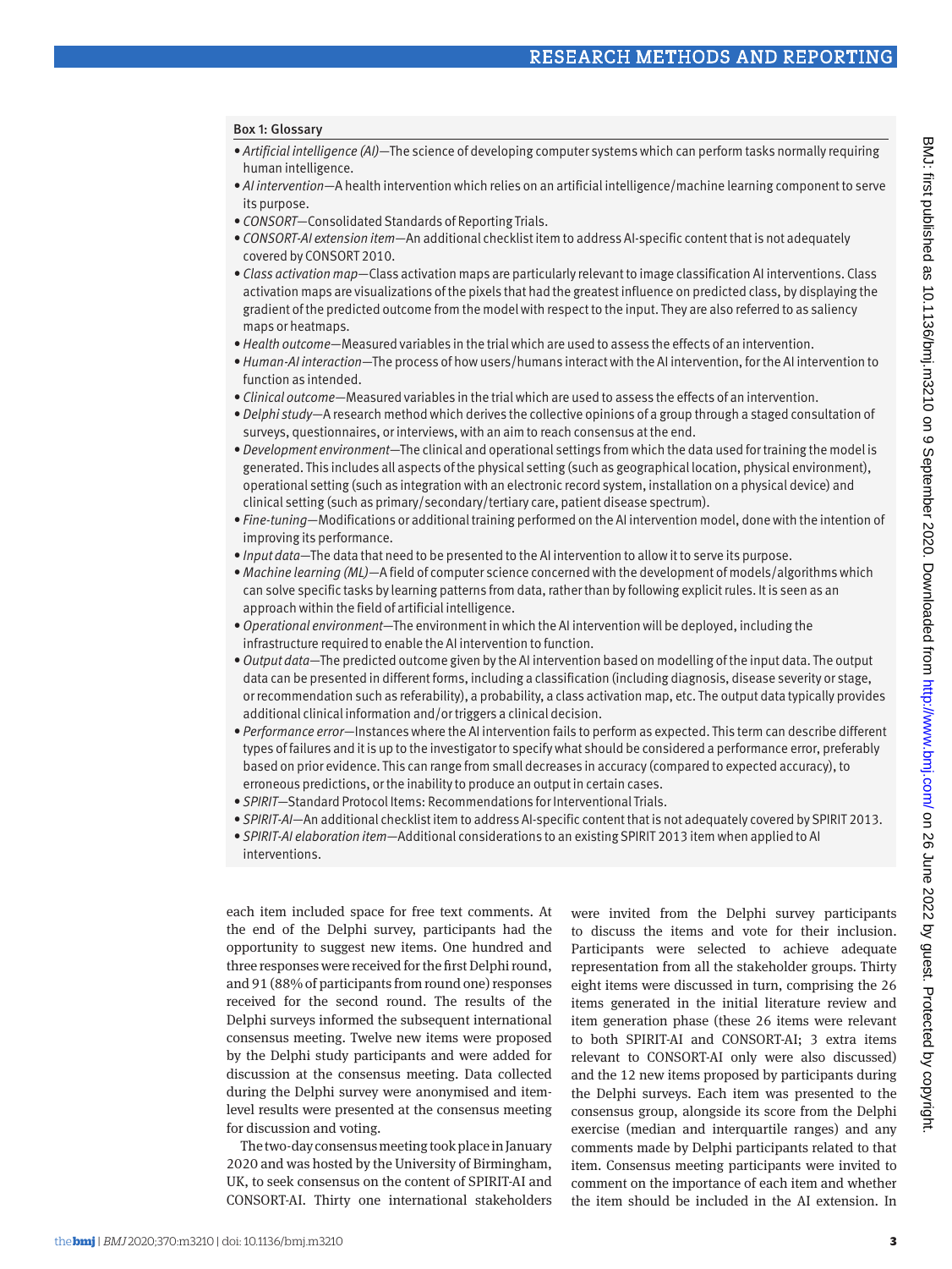### Box 1: Glossary

- *Artificial intelligence (AI)*—The science of developing computer systems which can perform tasks normally requiring human intelligence.
- *AI intervention*—A health intervention which relies on an artificial intelligence/machine learning component to serve its purpose.
- *CONSORT*—Consolidated Standards of Reporting Trials.
- *CONSORT-AI extension item*—An additional checklist item to address AI-specific content that is not adequately covered by CONSORT 2010.
- *Class activation map*—Class activation maps are particularly relevant to image classification AI interventions. Class activation maps are visualizations of the pixels that had the greatest influence on predicted class, by displaying the gradient of the predicted outcome from the model with respect to the input. They are also referred to as saliency maps or heatmaps.
- *Health outcome*—Measured variables in the trial which are used to assess the effects of an intervention.
- *Human-AI interaction*—The process of how users/humans interact with the AI intervention, for the AI intervention to function as intended.
- *Clinical outcome*—Measured variables in the trial which are used to assess the effects of an intervention.
- *Delphi study*—A research method which derives the collective opinions of a group through a staged consultation of surveys, questionnaires, or interviews, with an aim to reach consensus at the end.
- *Development environment*—The clinical and operational settings from which the data used for training the model is generated. This includes all aspects of the physical setting (such as geographical location, physical environment), operational setting (such as integration with an electronic record system, installation on a physical device) and clinical setting (such as primary/secondary/tertiary care, patient disease spectrum).
- *Fine-tuning*—Modifications or additional training performed on the AI intervention model, done with the intention of improving its performance.
- *Input data*—The data that need to be presented to the AI intervention to allow it to serve its purpose.
- *Machine learning (ML)*—A field of computer science concerned with the development of models/algorithms which can solve specific tasks by learning patterns from data, rather than by following explicit rules. It is seen as an approach within the field of artificial intelligence.
- *Operational environment*—The environment in which the AI intervention will be deployed, including the infrastructure required to enable the AI intervention to function.
- *Output data*—The predicted outcome given by the AI intervention based on modelling of the input data. The output data can be presented in different forms, including a classification (including diagnosis, disease severity or stage, or recommendation such as referability), a probability, a class activation map, etc. The output data typically provides additional clinical information and/or triggers a clinical decision.
- *Performance error*—Instances where the AI intervention fails to perform as expected. This term can describe different types of failures and it is up to the investigator to specify what should be considered a performance error, preferably based on prior evidence. This can range from small decreases in accuracy (compared to expected accuracy), to erroneous predictions, or the inability to produce an output in certain cases.
- *SPIRIT*—Standard Protocol Items: Recommendations for Interventional Trials.
- *SPIRIT-AI*—An additional checklist item to address AI-specific content that is not adequately covered by SPIRIT 2013.
- *SPIRIT-AI elaboration item*—Additional considerations to an existing SPIRIT 2013 item when applied to AI interventions.

each item included space for free text comments. At the end of the Delphi survey, participants had the opportunity to suggest new items. One hundred and three responses were received for the first Delphi round, and 91 (88% of participants from round one) responses received for the second round. The results of the Delphi surveys informed the subsequent international consensus meeting. Twelve new items were proposed by the Delphi study participants and were added for discussion at the consensus meeting. Data collected during the Delphi survey were anonymised and item-level results were presented at the consensus meeting for discussion and voting.

The two-day consensus meeting took place in January 2020 and was hosted by the University of Birmingham, UK, to seek consensus on the content of SPIRIT-AI and CONSORT-AI. Thirty one international stakeholders were invited from the Delphi survey participants to discuss the items and vote for their inclusion. Participants were selected to achieve adequate representation from all the stakeholder groups. Thirty eight items were discussed in turn, comprising the 26 items generated in the initial literature review and item generation phase (these 26 items were relevant to both SPIRIT-AI and CONSORT-AI; 3 extra items relevant to CONSORT-AI only were also discussed) and the 12 new items proposed by participants during the Delphi surveys. Each item was presented to the consensus group, alongside its score from the Delphi exercise (median and interquartile ranges) and any comments made by Delphi participants related to that item. Consensus meeting participants were invited to comment on the importance of each item and whether the item should be included in the AI extension. In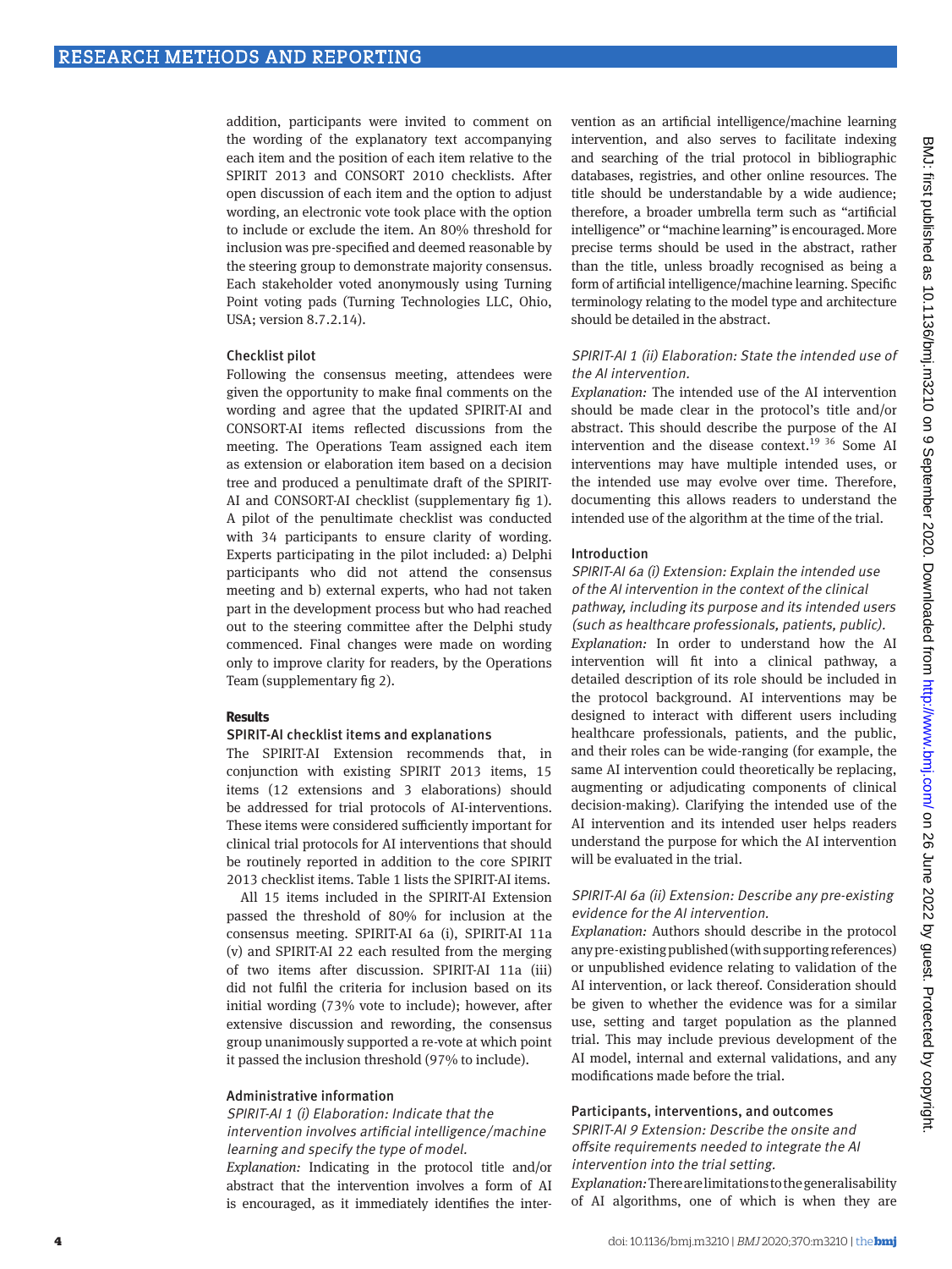addition, participants were invited to comment on the wording of the explanatory text accompanying each item and the position of each item relative to the SPIRIT 2013 and CONSORT 2010 checklists. After open discussion of each item and the option to adjust wording, an electronic vote took place with the option to include or exclude the item. An 80% threshold for inclusion was pre-specified and deemed reasonable by the steering group to demonstrate majority consensus. Each stakeholder voted anonymously using Turning Point voting pads (Turning Technologies LLC, Ohio, USA; version 8.7.2.14).

### Checklist pilot

Following the consensus meeting, attendees were given the opportunity to make final comments on the wording and agree that the updated SPIRIT-AI and CONSORT-AI items reflected discussions from the meeting. The Operations Team assigned each item as extension or elaboration item based on a decision tree and produced a penultimate draft of the SPIRIT-AI and CONSORT-AI checklist (supplementary fig 1). A pilot of the penultimate checklist was conducted with 34 participants to ensure clarity of wording. Experts participating in the pilot included: a) Delphi participants who did not attend the consensus meeting and b) external experts, who had not taken part in the development process but who had reached out to the steering committee after the Delphi study commenced. Final changes were made on wording only to improve clarity for readers, by the Operations Team (supplementary fig 2).

## Results

### SPIRIT-AI checklist items and explanations

The SPIRIT-AI Extension recommends that, in conjunction with existing SPIRIT 2013 items, 15 items (12 extensions and 3 elaborations) should be addressed for trial protocols of AI-interventions. These items were considered sufficiently important for clinical trial protocols for AI interventions that should be routinely reported in addition to the core SPIRIT 2013 checklist items. Table 1 lists the SPIRIT-AI items.

All 15 items included in the SPIRIT-AI Extension passed the threshold of 80% for inclusion at the consensus meeting. SPIRIT-AI 6a (i), SPIRIT-AI 11a (v) and SPIRIT-AI 22 each resulted from the merging of two items after discussion. SPIRIT-AI 11a (iii) did not fulfil the criteria for inclusion based on its initial wording (73% vote to include); however, after extensive discussion and rewording, the consensus group unanimously supported a re-vote at which point it passed the inclusion threshold (97% to include).

### Administrative information

*SPIRIT-AI 1 (i) Elaboration: Indicate that the intervention involves artificial intelligence/machine learning and specify the type of model.*

*Explanation:* Indicating in the protocol title and/or abstract that the intervention involves a form of AI is encouraged, as it immediately identifies the intervention as an artificial intelligence/machine learning intervention, and also serves to facilitate indexing and searching of the trial protocol in bibliographic databases, registries, and other online resources. The title should be understandable by a wide audience; therefore, a broader umbrella term such as "artificial intelligence" or "machine learning" is encouraged. More precise terms should be used in the abstract, rather than the title, unless broadly recognised as being a form of artificial intelligence/machine learning. Specific terminology relating to the model type and architecture should be detailed in the abstract.

*SPIRIT-AI 1 (ii) Elaboration: State the intended use of the AI intervention.*

*Explanation:* The intended use of the AI intervention should be made clear in the protocol's title and/or abstract. This should describe the purpose of the AI intervention and the disease context.[19 36] Some AI interventions may have multiple intended uses, or the intended use may evolve over time. Therefore, documenting this allows readers to understand the intended use of the algorithm at the time of the trial.

### Introduction

*SPIRIT-AI 6a (i) Extension: Explain the intended use of the AI intervention in the context of the clinical pathway, including its purpose and its intended users (such as healthcare professionals, patients, public).*

*Explanation:* In order to understand how the AI intervention will fit into a clinical pathway, a detailed description of its role should be included in the protocol background. AI interventions may be designed to interact with different users including healthcare professionals, patients, and the public, and their roles can be wide-ranging (for example, the same AI intervention could theoretically be replacing, augmenting or adjudicating components of clinical decision-making). Clarifying the intended use of the AI intervention and its intended user helps readers understand the purpose for which the AI intervention will be evaluated in the trial.

*SPIRIT-AI 6a (ii) Extension: Describe any pre-existing evidence for the AI intervention.*

*Explanation:* Authors should describe in the protocol any pre-existing published (with supporting references) or unpublished evidence relating to validation of the AI intervention, or lack thereof. Consideration should be given to whether the evidence was for a similar use, setting and target population as the planned trial. This may include previous development of the AI model, internal and external validations, and any modifications made before the trial.

### Participants, interventions, and outcomes

*SPIRIT-AI 9 Extension: Describe the onsite and offsite requirements needed to integrate the AI intervention into the trial setting.*

*Explanation:* There are limitations to the generalisability of AI algorithms, one of which is when they are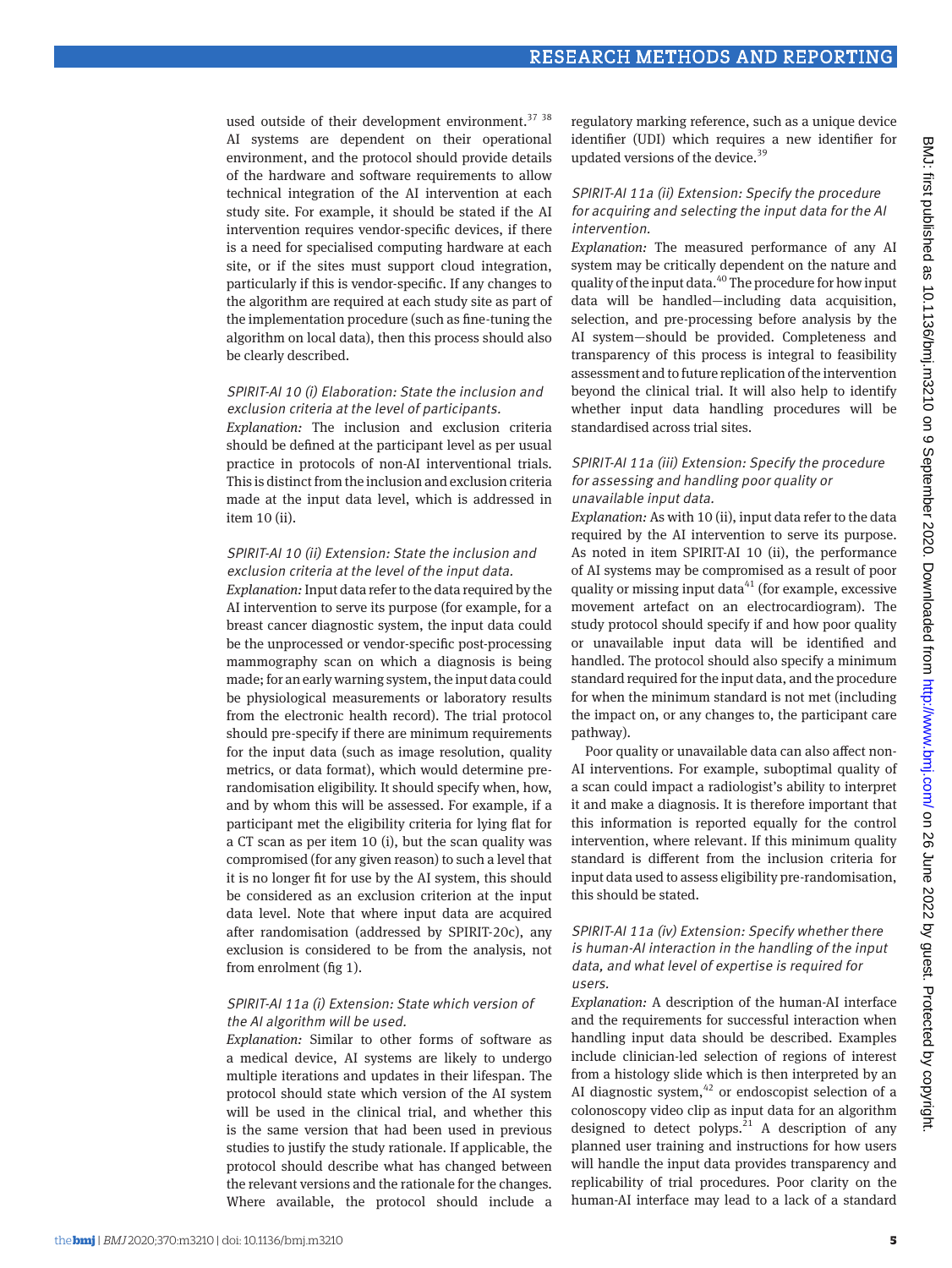used outside of their development environment.[37,38] AI systems are dependent on their operational environment, and the protocol should provide details of the hardware and software requirements to allow technical integration of the AI intervention at each study site. For example, it should be stated if the AI intervention requires vendor-specific devices, if there is a need for specialised computing hardware at each site, or if the sites must support cloud integration, particularly if this is vendor-specific. If any changes to the algorithm are required at each study site as part of the implementation procedure (such as fine-tuning the algorithm on local data), then this process should also be clearly described.

*SPIRIT-AI 10 (i) Elaboration: State the inclusion and exclusion criteria at the level of participants.*

*Explanation:* The inclusion and exclusion criteria should be defined at the participant level as per usual practice in protocols of non-AI interventional trials. This is distinct from the inclusion and exclusion criteria made at the input data level, which is addressed in item 10 (ii).

*SPIRIT-AI 10 (ii) Extension: State the inclusion and exclusion criteria at the level of the input data.*

*Explanation:* Input data refer to the data required by the AI intervention to serve its purpose (for example, for a breast cancer diagnostic system, the input data could be the unprocessed or vendor-specific post-processing mammography scan on which a diagnosis is being made; for an early warning system, the input data could be physiological measurements or laboratory results from the electronic health record). The trial protocol should pre-specify if there are minimum requirements for the input data (such as image resolution, quality metrics, or data format), which would determine pre-randomisation eligibility. It should specify when, how, and by whom this will be assessed. For example, if a participant met the eligibility criteria for lying flat for a CT scan as per item 10 (i), but the scan quality was compromised (for any given reason) to such a level that it is no longer fit for use by the AI system, this should be considered as an exclusion criterion at the input data level. Note that where input data are acquired after randomisation (addressed by SPIRIT-20c), any exclusion is considered to be from the analysis, not from enrolment (fig 1).

*SPIRIT-AI 11a (i) Extension: State which version of the AI algorithm will be used.*

*Explanation:* Similar to other forms of software as a medical device, AI systems are likely to undergo multiple iterations and updates in their lifespan. The protocol should state which version of the AI system will be used in the clinical trial, and whether this is the same version that had been used in previous studies to justify the study rationale. If applicable, the protocol should describe what has changed between the relevant versions and the rationale for the changes. Where available, the protocol should include a regulatory marking reference, such as a unique device identifier (UDI) which requires a new identifier for updated versions of the device.[39]

*SPIRIT-AI 11a (ii) Extension: Specify the procedure for acquiring and selecting the input data for the AI intervention.*

*Explanation:* The measured performance of any AI system may be critically dependent on the nature and quality of the input data.[40] The procedure for how input data will be handled—including data acquisition, selection, and pre-processing before analysis by the AI system—should be provided. Completeness and transparency of this process is integral to feasibility assessment and to future replication of the intervention beyond the clinical trial. It will also help to identify whether input data handling procedures will be standardised across trial sites.

*SPIRIT-AI 11a (iii) Extension: Specify the procedure for assessing and handling poor quality or unavailable input data.*

*Explanation:* As with 10 (ii), input data refer to the data required by the AI intervention to serve its purpose. As noted in item SPIRIT-AI 10 (ii), the performance of AI systems may be compromised as a result of poor quality or missing input data[41] (for example, excessive movement artefact on an electrocardiogram). The study protocol should specify if and how poor quality or unavailable input data will be identified and handled. The protocol should also specify a minimum standard required for the input data, and the procedure for when the minimum standard is not met (including the impact on, or any changes to, the participant care pathway).

Poor quality or unavailable data can also affect non-AI interventions. For example, suboptimal quality of a scan could impact a radiologist's ability to interpret it and make a diagnosis. It is therefore important that this information is reported equally for the control intervention, where relevant. If this minimum quality standard is different from the inclusion criteria for input data used to assess eligibility pre-randomisation, this should be stated.

*SPIRIT-AI 11a (iv) Extension: Specify whether there is human-AI interaction in the handling of the input data, and what level of expertise is required for users.*

*Explanation:* A description of the human-AI interface and the requirements for successful interaction when handling input data should be described. Examples include clinician-led selection of regions of interest from a histology slide which is then interpreted by an AI diagnostic system,[42] or endoscopist selection of a colonoscopy video clip as input data for an algorithm designed to detect polyps.[21] A description of any planned user training and instructions for how users will handle the input data provides transparency and replicability of trial procedures. Poor clarity on the human-AI interface may lead to a lack of a standard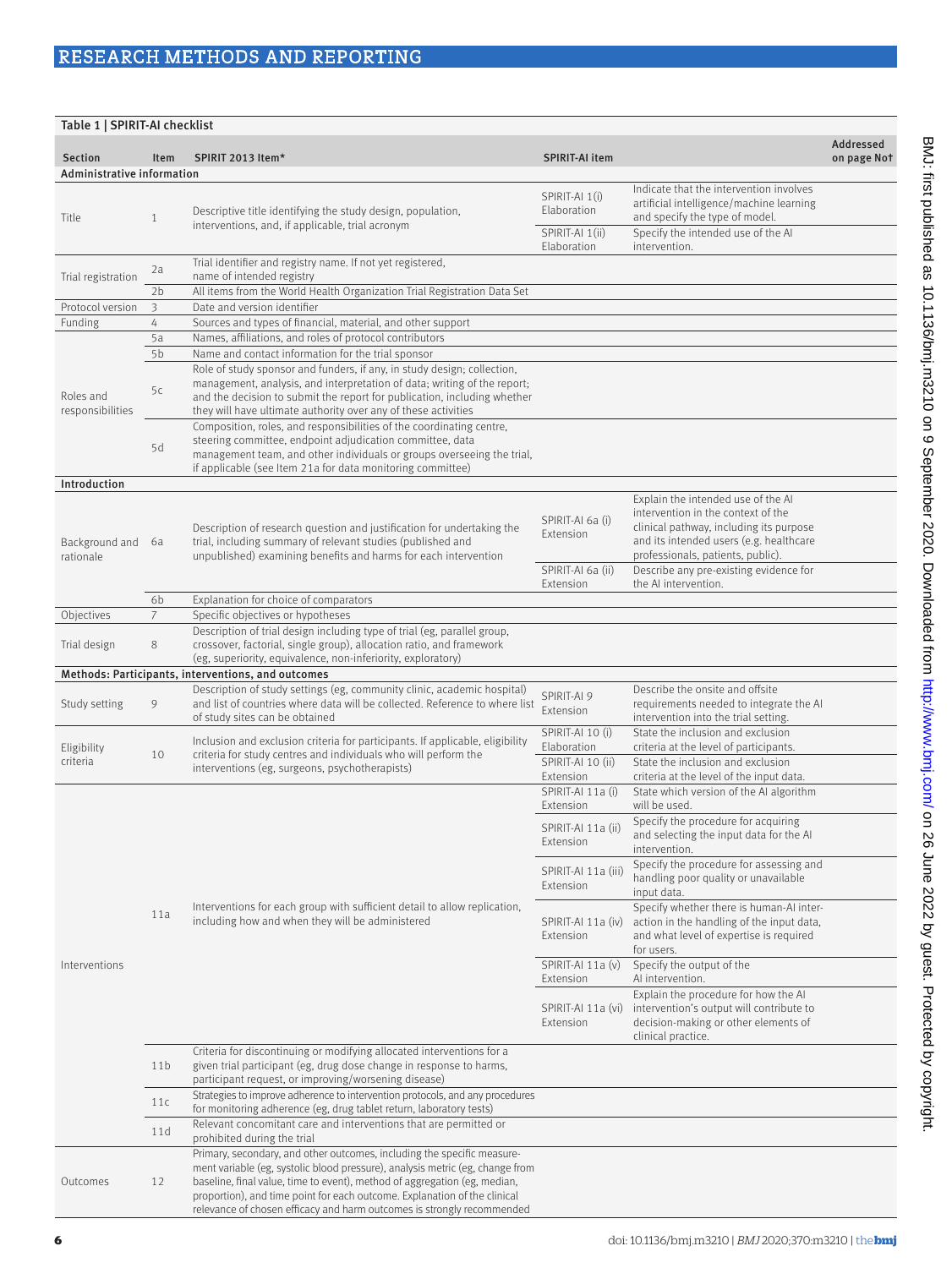**Table 1 | SPIRIT-AI checklist**

| Section | Item | SPIRIT 2013 Item* | SPIRIT-AI item | | Addressed on page No† |
|---|---|---|---|---|---|
| **Administrative information** | | | | | |
| Title | 1 | Descriptive title identifying the study design, population, interventions, and, if applicable, trial acronym | SPIRIT-AI 1(i) Elaboration | Indicate that the intervention involves artificial intelligence/machine learning and specify the type of model. | |
| | | | SPIRIT-AI 1(ii) Elaboration | Specify the intended use of the AI intervention. | |
| Trial registration | 2a | Trial identifier and registry name. If not yet registered, name of intended registry | | | |
| | 2b | All items from the World Health Organization Trial Registration Data Set | | | |
| Protocol version | 3 | Date and version identifier | | | |
| Funding | 4 | Sources and types of financial, material, and other support | | | |
| Roles and responsibilities | 5a | Names, affiliations, and roles of protocol contributors | | | |
| | 5b | Name and contact information for the trial sponsor | | | |
| | 5c | Role of study sponsor and funders, if any, in study design; collection, management, analysis, and interpretation of data; writing of the report; and the decision to submit the report for publication, including whether they will have ultimate authority over any of these activities | | | |
| | 5d | Composition, roles, and responsibilities of the coordinating centre, steering committee, endpoint adjudication committee, data management team, and other individuals or groups overseeing the trial, if applicable (see Item 21a for data monitoring committee) | | | |
| **Introduction** | | | | | |
| Background and rationale | 6a | Description of research question and justification for undertaking the trial, including summary of relevant studies (published and unpublished) examining benefits and harms for each intervention | SPIRIT-AI 6a (i) Extension | Explain the intended use of the AI intervention in the context of the clinical pathway, including its purpose and its intended users (e.g. healthcare professionals, patients, public). | |
| | | | SPIRIT-AI 6a (ii) Extension | Describe any pre-existing evidence for the AI intervention. | |
| | 6b | Explanation for choice of comparators | | | |
| Objectives | 7 | Specific objectives or hypotheses | | | |
| Trial design | 8 | Description of trial design including type of trial (eg, parallel group, crossover, factorial, single group), allocation ratio, and framework (eg, superiority, equivalence, non-inferiority, exploratory) | | | |
| **Methods: Participants, interventions, and outcomes** | | | | | |
| Study setting | 9 | Description of study settings (eg, community clinic, academic hospital) and list of countries where data will be collected. Reference to where list of study sites can be obtained | SPIRIT-AI 9 Extension | Describe the onsite and offsite requirements needed to integrate the AI intervention into the trial setting. | |
| Eligibility criteria | 10 | Inclusion and exclusion criteria for participants. If applicable, eligibility criteria for study centres and individuals who will perform the interventions (eg, surgeons, psychotherapists) | SPIRIT-AI 10 (i) Elaboration | State the inclusion and exclusion criteria at the level of participants. | |
| | | | SPIRIT-AI 10 (ii) Extension | State the inclusion and exclusion criteria at the level of the input data. | |
| Interventions | 11a | Interventions for each group with sufficient detail to allow replication, including how and when they will be administered | SPIRIT-AI 11a (i) Extension | State which version of the AI algorithm will be used. | |
| | | | SPIRIT-AI 11a (ii) Extension | Specify the procedure for acquiring and selecting the input data for the AI intervention. | |
| | | | SPIRIT-AI 11a (iii) Extension | Specify the procedure for assessing and handling poor quality or unavailable input data. | |
| | | | SPIRIT-AI 11a (iv) Extension | Specify whether there is human-AI interaction in the handling of the input data, and what level of expertise is required for users. | |
| | | | SPIRIT-AI 11a (v) Extension | Specify the output of the AI intervention. | |
| | | | SPIRIT-AI 11a (vi) Extension | Explain the procedure for how the AI intervention's output will contribute to decision-making or other elements of clinical practice. | |
| | 11b | Criteria for discontinuing or modifying allocated interventions for a given trial participant (eg, drug dose change in response to harms, participant request, or improving/worsening disease) | | | |
| | 11c | Strategies to improve adherence to intervention protocols, and any procedures for monitoring adherence (eg, drug tablet return, laboratory tests) | | | |
| | 11d | Relevant concomitant care and interventions that are permitted or prohibited during the trial | | | |
| Outcomes | 12 | Primary, secondary, and other outcomes, including the specific measurement variable (eg, systolic blood pressure), analysis metric (eg, change from baseline, final value, time to event), method of aggregation (eg, median, proportion), and time point for each outcome. Explanation of the clinical relevance of chosen efficacy and harm outcomes is strongly recommended | | | |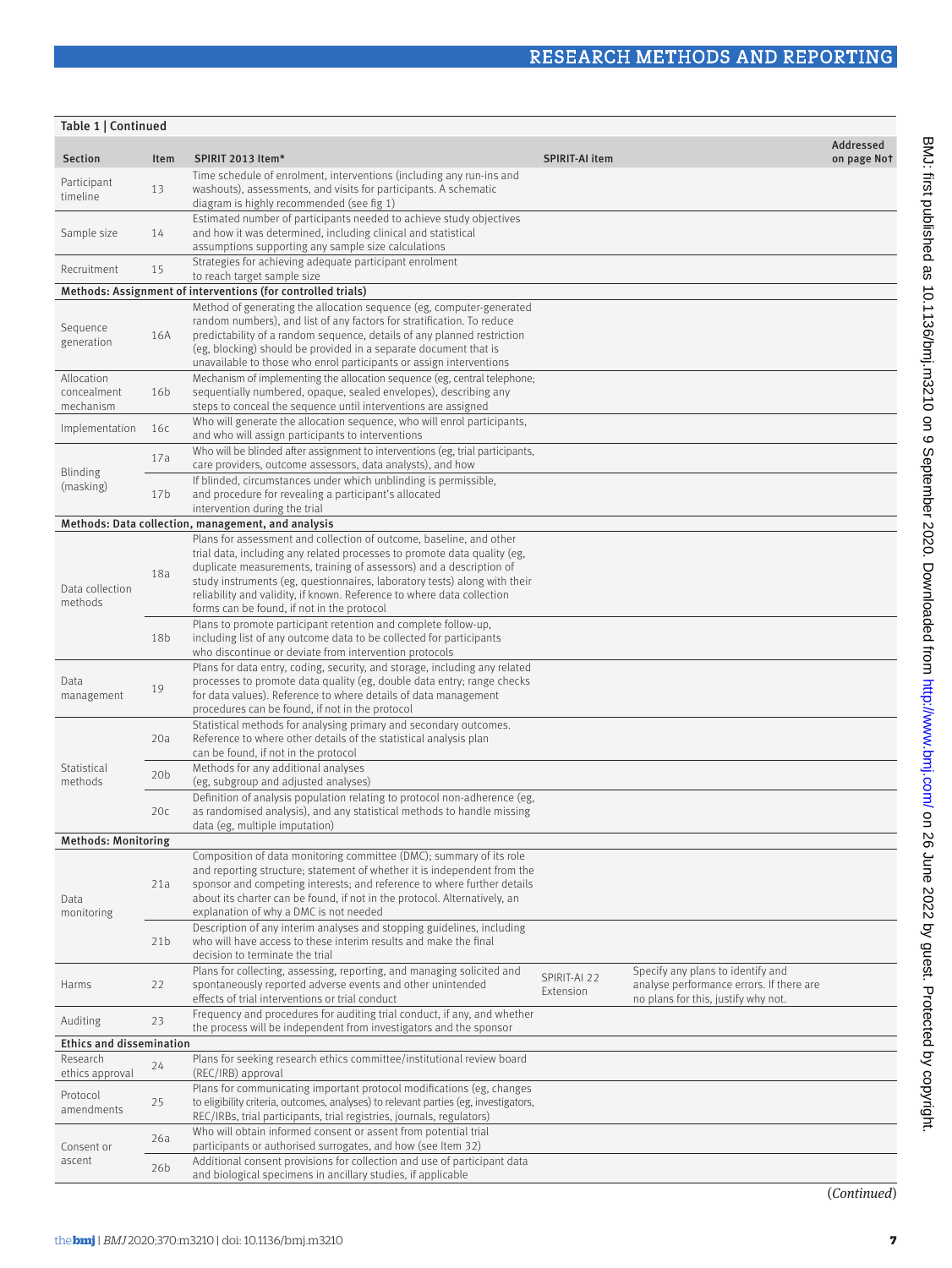Table 1 | Continued

| Section | Item | SPIRIT 2013 Item* | SPIRIT-AI item | | Addressed on page No† |
|---|---|---|---|---|---|
| Participant timeline | 13 | Time schedule of enrolment, interventions (including any run-ins and washouts), assessments, and visits for participants. A schematic diagram is highly recommended (see fig 1) | | | |
| Sample size | 14 | Estimated number of participants needed to achieve study objectives and how it was determined, including clinical and statistical assumptions supporting any sample size calculations | | | |
| Recruitment | 15 | Strategies for achieving adequate participant enrolment to reach target sample size | | | |
| **Methods: Assignment of interventions (for controlled trials)** | | | | | |
| Sequence generation | 16A | Method of generating the allocation sequence (eg, computer-generated random numbers), and list of any factors for stratification. To reduce predictability of a random sequence, details of any planned restriction (eg, blocking) should be provided in a separate document that is unavailable to those who enrol participants or assign interventions | | | |
| Allocation concealment mechanism | 16b | Mechanism of implementing the allocation sequence (eg, central telephone; sequentially numbered, opaque, sealed envelopes), describing any steps to conceal the sequence until interventions are assigned | | | |
| Implementation | 16c | Who will generate the allocation sequence, who will enrol participants, and who will assign participants to interventions | | | |
| Blinding (masking) | 17a | Who will be blinded after assignment to interventions (eg, trial participants, care providers, outcome assessors, data analysts), and how | | | |
| | 17b | If blinded, circumstances under which unblinding is permissible, and procedure for revealing a participant's allocated intervention during the trial | | | |
| **Methods: Data collection, management, and analysis** | | | | | |
| Data collection methods | 18a | Plans for assessment and collection of outcome, baseline, and other trial data, including any related processes to promote data quality (eg, duplicate measurements, training of assessors) and a description of study instruments (eg, questionnaires, laboratory tests) along with their reliability and validity, if known. Reference to where data collection forms can be found, if not in the protocol | | | |
| | 18b | Plans to promote participant retention and complete follow-up, including list of any outcome data to be collected for participants who discontinue or deviate from intervention protocols | | | |
| Data management | 19 | Plans for data entry, coding, security, and storage, including any related processes to promote data quality (eg, double data entry; range checks for data values). Reference to where details of data management procedures can be found, if not in the protocol | | | |
| Statistical methods | 20a | Statistical methods for analysing primary and secondary outcomes. Reference to where other details of the statistical analysis plan can be found, if not in the protocol | | | |
| | 20b | Methods for any additional analyses (eg, subgroup and adjusted analyses) | | | |
| | 20c | Definition of analysis population relating to protocol non-adherence (eg, as randomised analysis), and any statistical methods to handle missing data (eg, multiple imputation) | | | |
| **Methods: Monitoring** | | | | | |
| Data monitoring | 21a | Composition of data monitoring committee (DMC); summary of its role and reporting structure; statement of whether it is independent from the sponsor and competing interests; and reference to where further details about its charter can be found, if not in the protocol. Alternatively, an explanation of why a DMC is not needed | | | |
| | 21b | Description of any interim analyses and stopping guidelines, including who will have access to these interim results and make the final decision to terminate the trial | | | |
| Harms | 22 | Plans for collecting, assessing, reporting, and managing solicited and spontaneously reported adverse events and other unintended effects of trial interventions or trial conduct | SPIRIT-AI 22 Extension | Specify any plans to identify and analyse performance errors. If there are no plans for this, justify why not. | |
| Auditing | 23 | Frequency and procedures for auditing trial conduct, if any, and whether the process will be independent from investigators and the sponsor | | | |
| **Ethics and dissemination** | | | | | |
| Research ethics approval | 24 | Plans for seeking research ethics committee/institutional review board (REC/IRB) approval | | | |
| Protocol amendments | 25 | Plans for communicating important protocol modifications (eg, changes to eligibility criteria, outcomes, analyses) to relevant parties (eg, investigators, REC/IRBs, trial participants, trial registries, journals, regulators) | | | |
| Consent or ascent | 26a | Who will obtain informed consent or assent from potential trial participants or authorised surrogates, and how (see Item 32) | | | |
| | 26b | Additional consent provisions for collection and use of participant data and biological specimens in ancillary studies, if applicable | | | |

(*Continued*)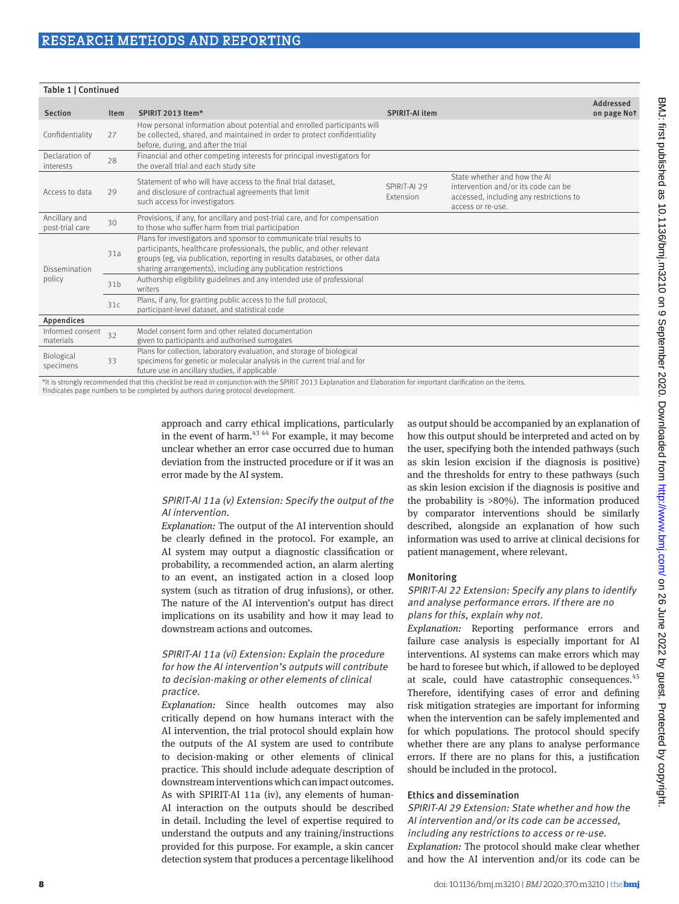Table 1 | Continued

| Section | Item | SPIRIT 2013 Item* | SPIRIT-AI item | | Addressed on page No† |
|---|---|---|---|---|---|
| Confidentiality | 27 | How personal information about potential and enrolled participants will be collected, shared, and maintained in order to protect confidentiality before, during, and after the trial | | | |
| Declaration of interests | 28 | Financial and other competing interests for principal investigators for the overall trial and each study site | | | |
| Access to data | 29 | Statement of who will have access to the final trial dataset, and disclosure of contractual agreements that limit such access for investigators | SPIRIT-AI 29 Extension | State whether and how the AI intervention and/or its code can be accessed, including any restrictions to access or re-use. | |
| Ancillary and post-trial care | 30 | Provisions, if any, for ancillary and post-trial care, and for compensation to those who suffer harm from trial participation | | | |
| Dissemination policy | 31a | Plans for investigators and sponsor to communicate trial results to participants, healthcare professionals, the public, and other relevant groups (eg, via publication, reporting in results databases, or other data sharing arrangements), including any publication restrictions | | | |
| | 31b | Authorship eligibility guidelines and any intended use of professional writers | | | |
| | 31c | Plans, if any, for granting public access to the full protocol, participant-level dataset, and statistical code | | | |
| **Appendices** | | | | | |
| Informed consent materials | 32 | Model consent form and other related documentation given to participants and authorised surrogates | | | |
| Biological specimens | 33 | Plans for collection, laboratory evaluation, and storage of biological specimens for genetic or molecular analysis in the current trial and for future use in ancillary studies, if applicable | | | |

*It is strongly recommended that this checklist be read in conjunction with the SPIRIT 2013 Explanation and Elaboration for important clarification on the items.
†Indicates page numbers to be completed by authors during protocol development.

approach and carry ethical implications, particularly in the event of harm.[43 44] For example, it may become unclear whether an error case occurred due to human deviation from the instructed procedure or if it was an error made by the AI system.

*SPIRIT-AI 11a (v) Extension: Specify the output of the AI intervention.*

*Explanation:* The output of the AI intervention should be clearly defined in the protocol. For example, an AI system may output a diagnostic classification or probability, a recommended action, an alarm alerting to an event, an instigated action in a closed loop system (such as titration of drug infusions), or other. The nature of the AI intervention's output has direct implications on its usability and how it may lead to downstream actions and outcomes.

*SPIRIT-AI 11a (vi) Extension: Explain the procedure for how the AI intervention's outputs will contribute to decision-making or other elements of clinical practice.*

*Explanation:* Since health outcomes may also critically depend on how humans interact with the AI intervention, the trial protocol should explain how the outputs of the AI system are used to contribute to decision-making or other elements of clinical practice. This should include adequate description of downstream interventions which can impact outcomes. As with SPIRIT-AI 11a (iv), any elements of human-AI interaction on the outputs should be described in detail. Including the level of expertise required to understand the outputs and any training/instructions provided for this purpose. For example, a skin cancer detection system that produces a percentage likelihood as output should be accompanied by an explanation of how this output should be interpreted and acted on by the user, specifying both the intended pathways (such as skin lesion excision if the diagnosis is positive) and the thresholds for entry to these pathways (such as skin lesion excision if the diagnosis is positive and the probability is >80%). The information produced by comparator interventions should be similarly described, alongside an explanation of how such information was used to arrive at clinical decisions for patient management, where relevant.

### Monitoring

*SPIRIT-AI 22 Extension: Specify any plans to identify and analyse performance errors. If there are no plans for this, explain why not.*

*Explanation:* Reporting performance errors and failure case analysis is especially important for AI interventions. AI systems can make errors which may be hard to foresee but which, if allowed to be deployed at scale, could have catastrophic consequences.[45] Therefore, identifying cases of error and defining risk mitigation strategies are important for informing when the intervention can be safely implemented and for which populations. The protocol should specify whether there are any plans to analyse performance errors. If there are no plans for this, a justification should be included in the protocol.

### Ethics and dissemination

*SPIRIT-AI 29 Extension: State whether and how the AI intervention and/or its code can be accessed, including any restrictions to access or re-use.*

*Explanation:* The protocol should make clear whether and how the AI intervention and/or its code can be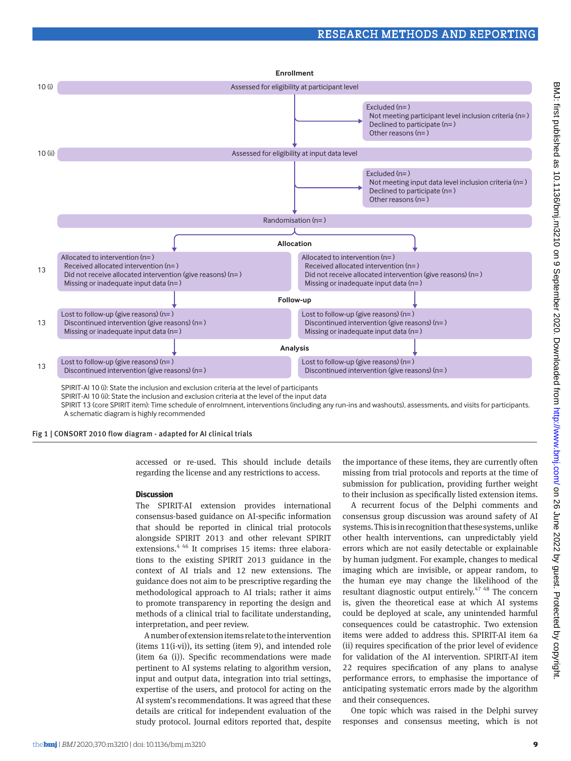**Enrollment**

10 (i) — Assessed for eligibility at participant level

Excluded (n= )
- Not meeting participant level inclusion criteria (n= )
- Declined to participate (n= )
- Other reasons (n= )

10 (ii) — Assessed for eligibility at input data level

Excluded (n= )
- Not meeting input data level inclusion criteria (n= )
- Declined to participate (n= )
- Other reasons (n= )

Randomisation (n= )

**Allocation**

13

| | |
|---|---|
| Allocated to intervention (n= )<br>Received allocated intervention (n= )<br>Did not receive allocated intervention (give reasons) (n= )<br>Missing or inadequate input data (n= ) | Allocated to intervention (n= )<br>Received allocated intervention (n= )<br>Did not receive allocated intervention (give reasons) (n= )<br>Missing or inadequate input data (n= ) |

**Follow-up**

13

| | |
|---|---|
| Lost to follow-up (give reasons) (n= )<br>Discontinued intervention (give reasons) (n= )<br>Missing or inadequate input data (n= ) | Lost to follow-up (give reasons) (n= )<br>Discontinued intervention (give reasons) (n= )<br>Missing or inadequate input data (n= ) |

**Analysis**

13

| | |
|---|---|
| Lost to follow-up (give reasons) (n= )<br>Discontinued intervention (give reasons) (n= ) | Lost to follow-up (give reasons) (n= )<br>Discontinued intervention (give reasons) (n= ) |

SPIRIT-AI 10 (i): State the inclusion and exclusion criteria at the level of participants
SPIRIT-AI 10 (ii): State the inclusion and exclusion criteria at the level of the input data
SPIRIT 13 (core SPIRIT item): Time schedule of enrolmnent, interventions (including any run-ins and washouts), assessments, and visits for participants. A schematic diagram is highly recommended

Fig 1 | CONSORT 2010 flow diagram - adapted for AI clinical trials

accessed or re-used. This should include details regarding the license and any restrictions to access.

## Discussion

The SPIRIT-AI extension provides international consensus-based guidance on AI-specific information that should be reported in clinical trial protocols alongside SPIRIT 2013 and other relevant SPIRIT extensions.[4 46] It comprises 15 items: three elaborations to the existing SPIRIT 2013 guidance in the context of AI trials and 12 new extensions. The guidance does not aim to be prescriptive regarding the methodological approach to AI trials; rather it aims to promote transparency in reporting the design and methods of a clinical trial to facilitate understanding, interpretation, and peer review.

A number of extension items relate to the intervention (items 11(i-vi)), its setting (item 9), and intended role (item 6a (i)). Specific recommendations were made pertinent to AI systems relating to algorithm version, input and output data, integration into trial settings, expertise of the users, and protocol for acting on the AI system's recommendations. It was agreed that these details are critical for independent evaluation of the study protocol. Journal editors reported that, despite the importance of these items, they are currently often missing from trial protocols and reports at the time of submission for publication, providing further weight to their inclusion as specifically listed extension items.

A recurrent focus of the Delphi comments and consensus group discussion was around safety of AI systems. This is in recognition that these systems, unlike other health interventions, can unpredictably yield errors which are not easily detectable or explainable by human judgment. For example, changes to medical imaging which are invisible, or appear random, to the human eye may change the likelihood of the resultant diagnostic output entirely.[47 48] The concern is, given the theoretical ease at which AI systems could be deployed at scale, any unintended harmful consequences could be catastrophic. Two extension items were added to address this. SPIRIT-AI item 6a (ii) requires specification of the prior level of evidence for validation of the AI intervention. SPIRIT-AI item 22 requires specification of any plans to analyse performance errors, to emphasise the importance of anticipating systematic errors made by the algorithm and their consequences.

One topic which was raised in the Delphi survey responses and consensus meeting, which is not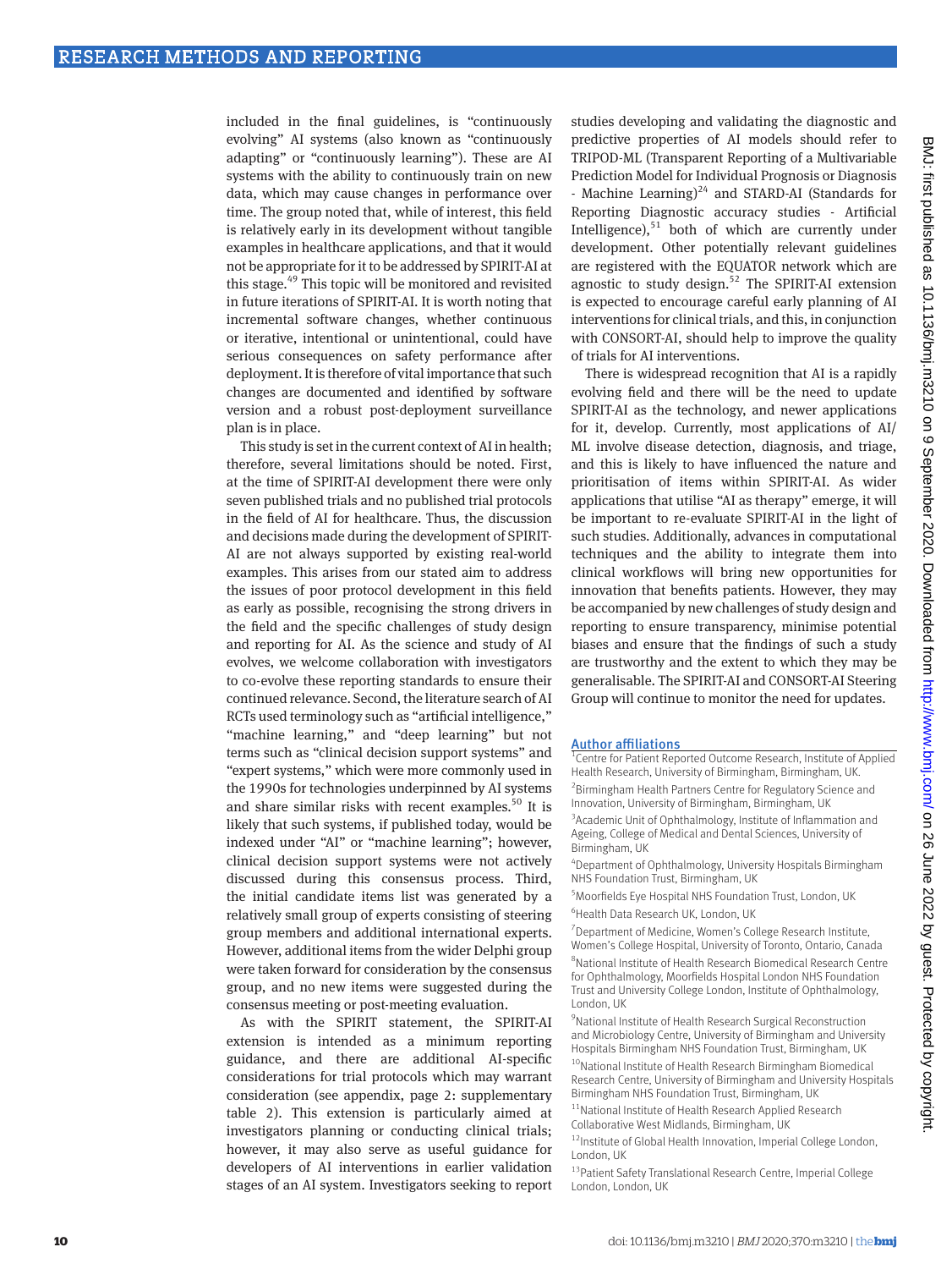included in the final guidelines, is "continuously evolving" AI systems (also known as "continuously adapting" or "continuously learning"). These are AI systems with the ability to continuously train on new data, which may cause changes in performance over time. The group noted that, while of interest, this field is relatively early in its development without tangible examples in healthcare applications, and that it would not be appropriate for it to be addressed by SPIRIT-AI at this stage.[49] This topic will be monitored and revisited in future iterations of SPIRIT-AI. It is worth noting that incremental software changes, whether continuous or iterative, intentional or unintentional, could have serious consequences on safety performance after deployment. It is therefore of vital importance that such changes are documented and identified by software version and a robust post-deployment surveillance plan is in place.

This study is set in the current context of AI in health; therefore, several limitations should be noted. First, at the time of SPIRIT-AI development there were only seven published trials and no published trial protocols in the field of AI for healthcare. Thus, the discussion and decisions made during the development of SPIRIT-AI are not always supported by existing real-world examples. This arises from our stated aim to address the issues of poor protocol development in this field as early as possible, recognising the strong drivers in the field and the specific challenges of study design and reporting for AI. As the science and study of AI evolves, we welcome collaboration with investigators to co-evolve these reporting standards to ensure their continued relevance. Second, the literature search of AI RCTs used terminology such as "artificial intelligence," "machine learning," and "deep learning" but not terms such as "clinical decision support systems" and "expert systems," which were more commonly used in the 1990s for technologies underpinned by AI systems and share similar risks with recent examples.[50] It is likely that such systems, if published today, would be indexed under "AI" or "machine learning"; however, clinical decision support systems were not actively discussed during this consensus process. Third, the initial candidate items list was generated by a relatively small group of experts consisting of steering group members and additional international experts. However, additional items from the wider Delphi group were taken forward for consideration by the consensus group, and no new items were suggested during the consensus meeting or post-meeting evaluation.

As with the SPIRIT statement, the SPIRIT-AI extension is intended as a minimum reporting guidance, and there are additional AI-specific considerations for trial protocols which may warrant consideration (see appendix, page 2: supplementary table 2). This extension is particularly aimed at investigators planning or conducting clinical trials; however, it may also serve as useful guidance for developers of AI interventions in earlier validation stages of an AI system. Investigators seeking to report studies developing and validating the diagnostic and predictive properties of AI models should refer to TRIPOD-ML (Transparent Reporting of a Multivariable Prediction Model for Individual Prognosis or Diagnosis - Machine Learning)[24] and STARD-AI (Standards for Reporting Diagnostic accuracy studies - Artificial Intelligence),[51] both of which are currently under development. Other potentially relevant guidelines are registered with the EQUATOR network which are agnostic to study design.[52] The SPIRIT-AI extension is expected to encourage careful early planning of AI interventions for clinical trials, and this, in conjunction with CONSORT-AI, should help to improve the quality of trials for AI interventions.

There is widespread recognition that AI is a rapidly evolving field and there will be the need to update SPIRIT-AI as the technology, and newer applications for it, develop. Currently, most applications of AI/ML involve disease detection, diagnosis, and triage, and this is likely to have influenced the nature and prioritisation of items within SPIRIT-AI. As wider applications that utilise "AI as therapy" emerge, it will be important to re-evaluate SPIRIT-AI in the light of such studies. Additionally, advances in computational techniques and the ability to integrate them into clinical workflows will bring new opportunities for innovation that benefits patients. However, they may be accompanied by new challenges of study design and reporting to ensure transparency, minimise potential biases and ensure that the findings of such a study are trustworthy and the extent to which they may be generalisable. The SPIRIT-AI and CONSORT-AI Steering Group will continue to monitor the need for updates.

### Author affiliations

[1]Centre for Patient Reported Outcome Research, Institute of Applied Health Research, University of Birmingham, Birmingham, UK.
[2]Birmingham Health Partners Centre for Regulatory Science and Innovation, University of Birmingham, Birmingham, UK
[3]Academic Unit of Ophthalmology, Institute of Inflammation and Ageing, College of Medical and Dental Sciences, University of Birmingham, UK
[4]Department of Ophthalmology, University Hospitals Birmingham NHS Foundation Trust, Birmingham, UK
[5]Moorfields Eye Hospital NHS Foundation Trust, London, UK
[6]Health Data Research UK, London, UK
[7]Department of Medicine, Women's College Research Institute, Women's College Hospital, University of Toronto, Ontario, Canada
[8]National Institute of Health Research Biomedical Research Centre for Ophthalmology, Moorfields Hospital London NHS Foundation Trust and University College London, Institute of Ophthalmology, London, UK
[9]National Institute of Health Research Surgical Reconstruction and Microbiology Centre, University of Birmingham and University Hospitals Birmingham NHS Foundation Trust, Birmingham, UK
[10]National Institute of Health Research Birmingham Biomedical Research Centre, University of Birmingham and University Hospitals Birmingham NHS Foundation Trust, Birmingham, UK
[11]National Institute of Health Research Applied Research Collaborative West Midlands, Birmingham, UK
[12]Institute of Global Health Innovation, Imperial College London, London, UK
[13]Patient Safety Translational Research Centre, Imperial College London, London, UK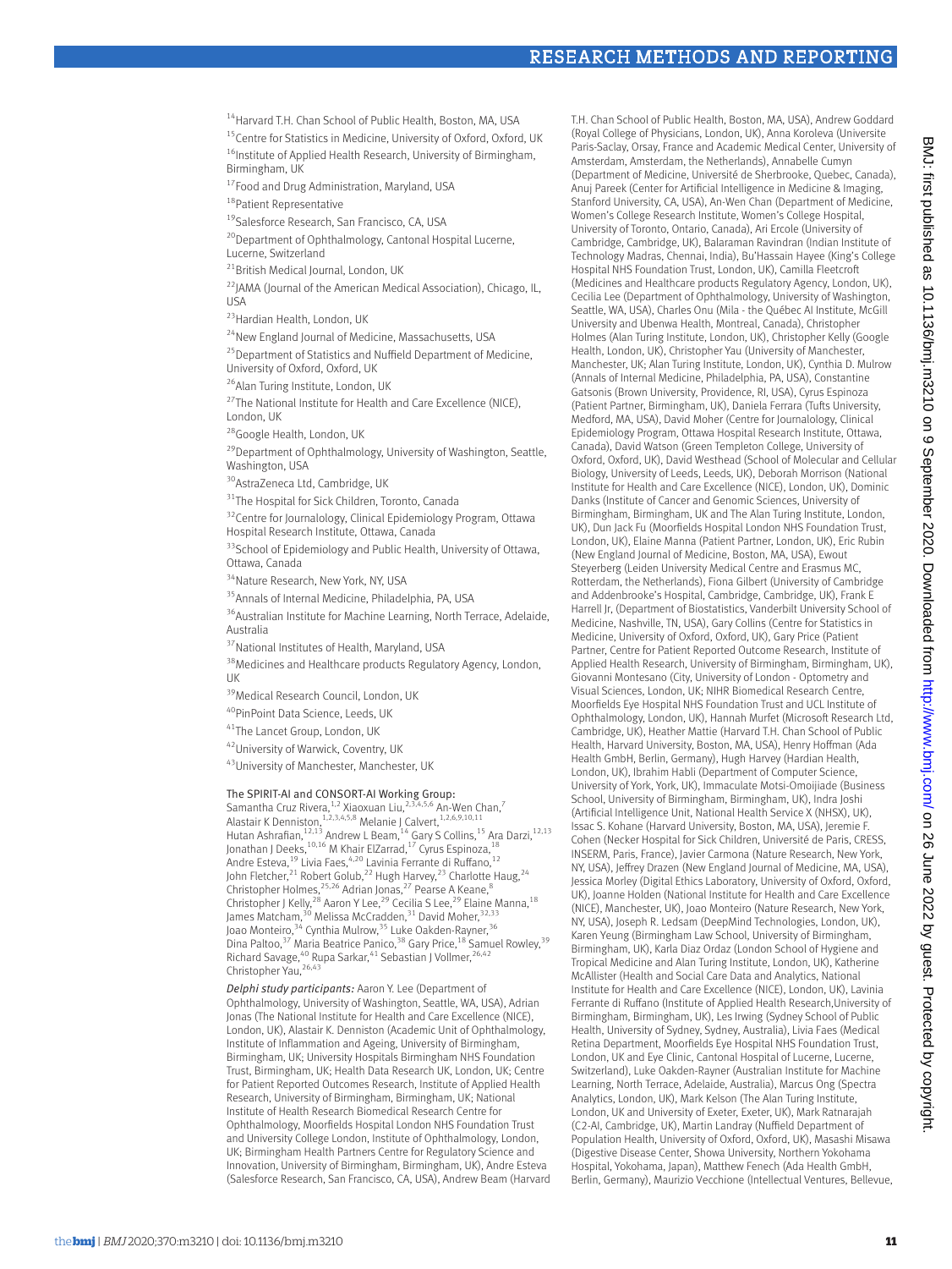[14]Harvard T.H. Chan School of Public Health, Boston, MA, USA

[15]Centre for Statistics in Medicine, University of Oxford, Oxford, UK

[16]Institute of Applied Health Research, University of Birmingham, Birmingham, UK

[17]Food and Drug Administration, Maryland, USA

[18]Patient Representative

[19]Salesforce Research, San Francisco, CA, USA

[20]Department of Ophthalmology, Cantonal Hospital Lucerne, Lucerne, Switzerland

[21]British Medical Journal, London, UK

[22]JAMA (Journal of the American Medical Association), Chicago, IL, USA

[23]Hardian Health, London, UK

[24]New England Journal of Medicine, Massachusetts, USA

[25]Department of Statistics and Nuffield Department of Medicine, University of Oxford, Oxford, UK

[26]Alan Turing Institute, London, UK

[27]The National Institute for Health and Care Excellence (NICE), London, UK

[28]Google Health, London, UK

[29]Department of Ophthalmology, University of Washington, Seattle, Washington, USA

[30]AstraZeneca Ltd, Cambridge, UK

[31]The Hospital for Sick Children, Toronto, Canada

[32]Centre for Journalology, Clinical Epidemiology Program, Ottawa Hospital Research Institute, Ottawa, Canada

[33]School of Epidemiology and Public Health, University of Ottawa, Ottawa, Canada

[34]Nature Research, New York, NY, USA

[35]Annals of Internal Medicine, Philadelphia, PA, USA

[36]Australian Institute for Machine Learning, North Terrace, Adelaide, Australia

[37]National Institutes of Health, Maryland, USA

[38]Medicines and Healthcare products Regulatory Agency, London, UK

[39]Medical Research Council, London, UK

[40]PinPoint Data Science, Leeds, UK

[41]The Lancet Group, London, UK

[42]University of Warwick, Coventry, UK

[43]University of Manchester, Manchester, UK

The SPIRIT-AI and CONSORT-AI Working Group:
Samantha Cruz Rivera,[1,2] Xiaoxuan Liu,[2,3,4,5,6] An-Wen Chan,[7] Alastair K Denniston,[1,2,3,4,5,8] Melanie J Calvert,[1,2,6,9,10,11] Hutan Ashrafian,[12,13] Andrew L Beam,[14] Gary S Collins,[15] Ara Darzi,[12,13] Jonathan J Deeks,[10,16] M Khair ElZarrad,[17] Cyrus Espinoza,[18] Andre Esteva,[19] Livia Faes,[4,20] Lavinia Ferrante di Ruffano,[12] John Fletcher,[21] Robert Golub,[22] Hugh Harvey,[23] Charlotte Haug,[24] Christopher Holmes,[25,26] Adrian Jonas,[27] Pearse A Keane,[8] Christopher J Kelly,[28] Aaron Y Lee,[29] Cecilia S Lee,[29] Elaine Manna,[18] James Matcham,[30] Melissa McCradden,[31] David Moher,[32,33] Joao Monteiro,[34] Cynthia Mulrow,[35] Luke Oakden-Rayner,[36] Dina Paltoo,[37] Maria Beatrice Panico,[38] Gary Price,[18] Samuel Rowley,[39] Richard Savage,[40] Rupa Sarkar,[41] Sebastian J Vollmer,[26,42] Christopher Yau,[26,43]

*Delphi study participants:* Aaron Y. Lee (Department of Ophthalmology, University of Washington, Seattle, WA, USA), Adrian Jonas (The National Institute for Health and Care Excellence (NICE), London, UK), Alastair K. Denniston (Academic Unit of Ophthalmology, Institute of Inflammation and Ageing, University of Birmingham, Birmingham, UK; University Hospitals Birmingham NHS Foundation Trust, Birmingham, UK; Health Data Research UK, London, UK; Centre for Patient Reported Outcomes Research, Institute of Applied Health Research, University of Birmingham, Birmingham, UK; National Institute of Health Research Biomedical Research Centre for Ophthalmology, Moorfields Hospital London NHS Foundation Trust and University College London, Institute of Ophthalmology, London, UK; Birmingham Health Partners Centre for Regulatory Science and Innovation, University of Birmingham, Birmingham, UK), Andre Esteva (Salesforce Research, San Francisco, CA, USA), Andrew Beam (Harvard T.H. Chan School of Public Health, Boston, MA, USA), Andrew Goddard (Royal College of Physicians, London, UK), Anna Koroleva (Universite Paris-Saclay, Orsay, France and Academic Medical Center, University of Amsterdam, Amsterdam, the Netherlands), Annabelle Cumyn (Department of Medicine, Université de Sherbrooke, Quebec, Canada), Anuj Pareek (Center for Artificial Intelligence in Medicine & Imaging, Stanford University, CA, USA), An-Wen Chan (Department of Medicine, Women's College Research Institute, Women's College Hospital, University of Toronto, Ontario, Canada), Ari Ercole (University of Cambridge, Cambridge, UK), Balaraman Ravindran (Indian Institute of Technology Madras, Chennai, India), Bu'Hassain Hayee (King's College Hospital NHS Foundation Trust, London, UK), Camilla Fleetcroft (Medicines and Healthcare products Regulatory Agency, London, UK), Cecilia Lee (Department of Ophthalmology, University of Washington, Seattle, WA, USA), Charles Onu (Mila - the Québec AI Institute, McGill University and Ubenwa Health, Montreal, Canada), Christopher Holmes (Alan Turing Institute, London, UK), Christopher Kelly (Google Health, London, UK), Christopher Yau (University of Manchester, Manchester, UK; Alan Turing Institute, London, UK), Cynthia D. Mulrow (Annals of Internal Medicine, Philadelphia, PA, USA), Constantine Gatsonis (Brown University, Providence, RI, USA), Cyrus Espinoza (Patient Partner, Birmingham, UK), Daniela Ferrara (Tufts University, Medford, MA, USA), David Moher (Centre for Journalology, Clinical Epidemiology Program, Ottawa Hospital Research Institute, Ottawa, Canada), David Watson (Green Templeton College, University of Oxford, Oxford, UK), David Westhead (School of Molecular and Cellular Biology, University of Leeds, Leeds, UK), Deborah Morrison (National Institute for Health and Care Excellence (NICE), London, UK), Dominic Danks (Institute of Cancer and Genomic Sciences, University of Birmingham, Birmingham, UK and The Alan Turing Institute, London, UK), Dun Jack Fu (Moorfields Hospital London NHS Foundation Trust, London, UK), Elaine Manna (Patient Partner, London, UK), Eric Rubin (New England Journal of Medicine, Boston, MA, USA), Ewout Steyerberg (Leiden University Medical Centre and Erasmus MC, Rotterdam, the Netherlands), Fiona Gilbert (University of Cambridge and Addenbrooke's Hospital, Cambridge, UK), Frank E Harrell Jr, (Department of Biostatistics, Vanderbilt University School of Medicine, Nashville, TN, USA), Gary Collins (Centre for Statistics in Medicine, University of Oxford, Oxford, UK), Gary Price (Patient Partner, Centre for Patient Reported Outcome Research, Institute of Applied Health Research, University of Birmingham, Birmingham, UK), Giovanni Montesano (City, University of London - Optometry and Visual Sciences, London, UK; NIHR Biomedical Research Centre, Moorfields Eye Hospital NHS Foundation Trust and UCL Institute of Ophthalmology, London, UK), Hannah Murfet (Microsoft Research Ltd, Cambridge, UK), Heather Mattie (Harvard T.H. Chan School of Public Health, Harvard University, Boston, MA, USA), Henry Hoffman (Ada Health GmbH, Berlin, Germany), Hugh Harvey (Hardian Health, London, UK), Ibrahim Habli (Department of Computer Science, University of York, York, UK), Immaculate Motsi-Omoijiade (Business School, University of Birmingham, Birmingham, UK), Indra Joshi (Artificial Intelligence Unit, National Health Service X (NHSX), UK), Issac S. Kohane (Harvard University, Boston, MA, USA), Jeremie F. Cohen (Necker Hospital for Sick Children, Université de Paris, CRESS, INSERM, Paris, France), Javier Carmona (Nature Research, New York, NY, USA), Jeffrey Drazen (New England Journal of Medicine, MA, USA), Jessica Morley (Digital Ethics Laboratory, University of Oxford, Oxford, UK), Joanne Holden (National Institute for Health and Care Excellence (NICE), Manchester, UK), Joao Monteiro (Nature Research, New York, NY, USA), Joseph R. Ledsam (DeepMind Technologies, London, UK), Karen Yeung (Birmingham Law School, University of Birmingham, Birmingham, UK), Karla Diaz Ordaz (London School of Hygiene and Tropical Medicine and Alan Turing Institute, London, UK), Katherine McAllister (Health and Social Care Data and Analytics, National Institute for Health and Care Excellence (NICE), London, UK), Lavinia Ferrante di Ruffano (Institute of Applied Health Research,University of Birmingham, Birmingham, UK), Les Irwing (Sydney School of Public Health, University of Sydney, Sydney, Australia), Livia Faes (Medical Retina Department, Moorfields Eye Hospital NHS Foundation Trust, London, UK and Eye Clinic, Cantonal Hospital of Lucerne, Lucerne, Switzerland), Luke Oakden-Rayner (Australian Institute for Machine Learning, North Terrace, Adelaide, Australia), Marcus Ong (Spectra Analytics, London, UK), Mark Kelson (The Alan Turing Institute, London, UK and University of Exeter, Exeter, UK), Mark Ratnarajah (C2-AI, Cambridge, UK), Martin Landray (Nuffield Department of Population Health, University of Oxford, Oxford, UK), Masashi Misawa (Digestive Disease Center, Showa University, Northern Yokohama Hospital, Yokohama, Japan), Matthew Fenech (Ada Health GmbH, Berlin, Germany), Maurizio Vecchione (Intellectual Ventures, Bellevue,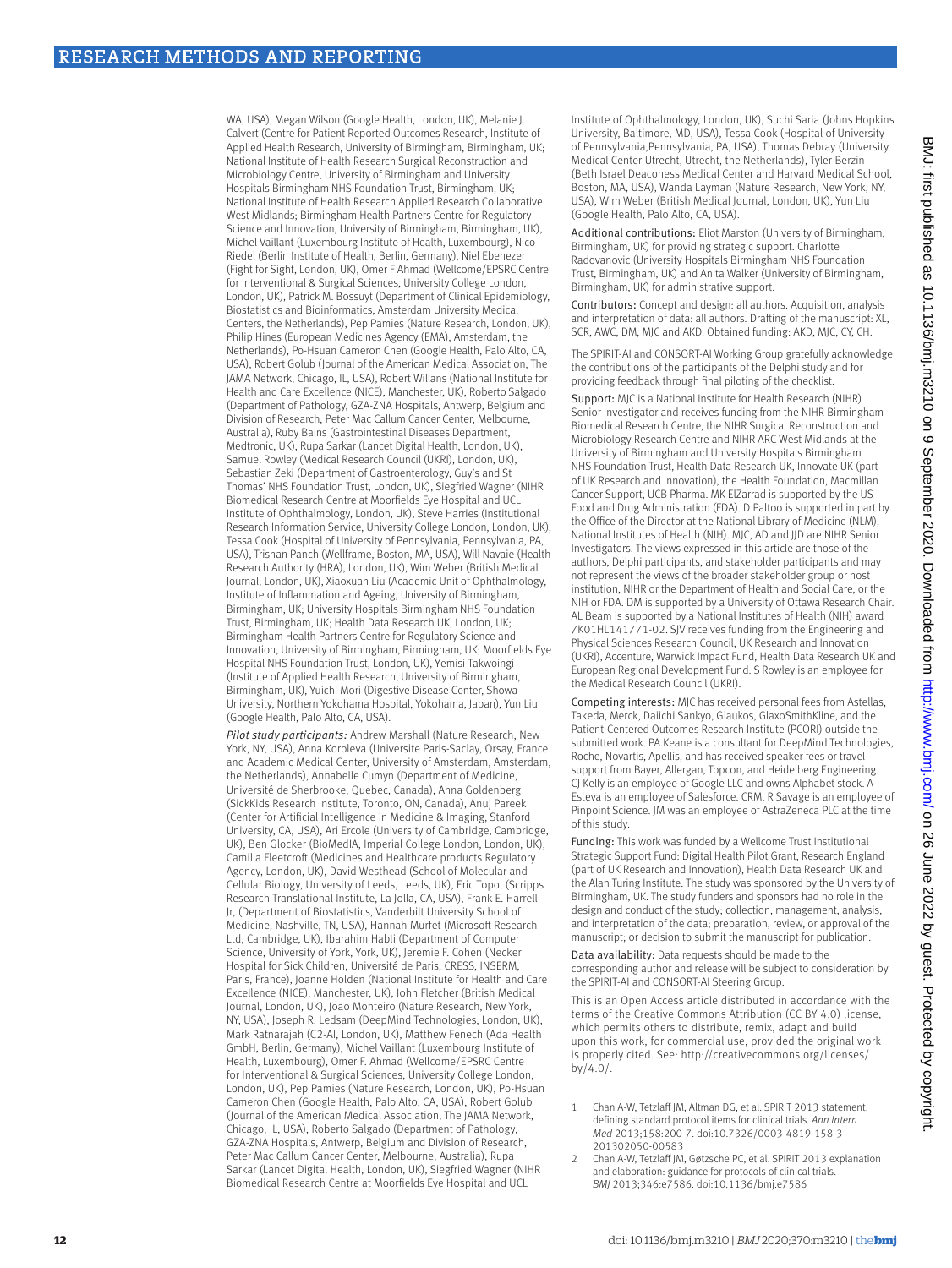WA, USA), Megan Wilson (Google Health, London, UK), Melanie J. Calvert (Centre for Patient Reported Outcomes Research, Institute of Applied Health Research, University of Birmingham, Birmingham, UK; National Institute of Health Research Surgical Reconstruction and Microbiology Centre, University of Birmingham and University Hospitals Birmingham NHS Foundation Trust, Birmingham, UK; National Institute of Health Research Applied Research Collaborative West Midlands; Birmingham Health Partners Centre for Regulatory Science and Innovation, University of Birmingham, Birmingham, UK), Michel Vaillant (Luxembourg Institute of Health, Luxembourg), Nico Riedel (Berlin Institute of Health, Berlin, Germany), Niel Ebenezer (Fight for Sight, London, UK), Omer F Ahmad (Wellcome/EPSRC Centre for Interventional & Surgical Sciences, University College London, London, UK), Patrick M. Bossuyt (Department of Clinical Epidemiology, Biostatistics and Bioinformatics, Amsterdam University Medical Centers, the Netherlands), Pep Pamies (Nature Research, London, UK), Philip Hines (European Medicines Agency (EMA), Amsterdam, the Netherlands), Po-Hsuan Cameron Chen (Google Health, Palo Alto, CA, USA), Robert Golub (Journal of the American Medical Association, The JAMA Network, Chicago, IL, USA), Robert Willans (National Institute for Health and Care Excellence (NICE), Manchester, UK), Roberto Salgado (Department of Pathology, GZA-ZNA Hospitals, Antwerp, Belgium and Division of Research, Peter Mac Callum Cancer Center, Melbourne, Australia), Ruby Bains (Gastrointestinal Diseases Department, Medtronic, UK), Rupa Sarkar (Lancet Digital Health, London, UK), Samuel Rowley (Medical Research Council (UKRI), London, UK), Sebastian Zeki (Department of Gastroenterology, Guy's and St Thomas' NHS Foundation Trust, London, UK), Siegfried Wagner (NIHR Biomedical Research Centre at Moorfields Eye Hospital and UCL Institute of Ophthalmology, London, UK), Steve Harries (Institutional Research Information Service, University College London, London, UK), Tessa Cook (Hospital of University of Pennsylvania, Pennsylvania, PA, USA), Trishan Panch (Wellframe, Boston, MA, USA), Will Navaie (Health Research Authority (HRA), London, UK), Wim Weber (British Medical Journal, London, UK), Xiaoxuan Liu (Academic Unit of Ophthalmology, Institute of Inflammation and Ageing, University of Birmingham, Birmingham, UK; University Hospitals Birmingham NHS Foundation Trust, Birmingham, UK; Health Data Research UK, London, UK; Birmingham Health Partners Centre for Regulatory Science and Innovation, University of Birmingham, Birmingham, UK; Moorfields Eye Hospital NHS Foundation Trust, London, UK), Yemisi Takwoingi (Institute of Applied Health Research, University of Birmingham, Birmingham, UK), Yuichi Mori (Digestive Disease Center, Showa University, Northern Yokohama Hospital, Yokohama, Japan), Yun Liu (Google Health, Palo Alto, CA, USA).

*Pilot study participants:* Andrew Marshall (Nature Research, New York, NY, USA), Anna Koroleva (Universite Paris-Saclay, Orsay, France and Academic Medical Center, University of Amsterdam, Amsterdam, the Netherlands), Annabelle Cumyn (Department of Medicine, Université de Sherbrooke, Quebec, Canada), Anna Goldenberg (SickKids Research Institute, Toronto, ON, Canada), Anuj Pareek (Center for Artificial Intelligence in Medicine & Imaging, Stanford University, CA, USA), Ari Ercole (University of Cambridge, Cambridge, UK), Ben Glocker (BioMedIA, Imperial College London, London, UK), Camilla Fleetcroft (Medicines and Healthcare products Regulatory Agency, London, UK), David Westhead (School of Molecular and Cellular Biology, University of Leeds, Leeds, UK), Eric Topol (Scripps Research Translational Institute, La Jolla, CA, USA), Frank E. Harrell Jr, (Department of Biostatistics, Vanderbilt University School of Medicine, Nashville, TN, USA), Hannah Murfet (Microsoft Research Ltd, Cambridge, UK), Ibarahim Habli (Department of Computer Science, University of York, York, UK), Jeremie F. Cohen (Necker Hospital for Sick Children, Université de Paris, CRESS, INSERM, Paris, France), Joanne Holden (National Institute for Health and Care Excellence (NICE), Manchester, UK), John Fletcher (British Medical Journal, London, UK), Joao Monteiro (Nature Research, New York, NY, USA), Joseph R. Ledsam (DeepMind Technologies, London, UK), Mark Ratnarajah (C2-AI, London, UK), Matthew Fenech (Ada Health GmbH, Berlin, Germany), Michel Vaillant (Luxembourg Institute of Health, Luxembourg), Omer F. Ahmad (Wellcome/EPSRC Centre for Interventional & Surgical Sciences, University College London, London, UK), Pep Pamies (Nature Research, London, UK), Po-Hsuan Cameron Chen (Google Health, Palo Alto, CA, USA), Robert Golub (Journal of the American Medical Association, The JAMA Network, Chicago, IL, USA), Roberto Salgado (Department of Pathology, GZA-ZNA Hospitals, Antwerp, Belgium and Division of Research, Peter Mac Callum Cancer Center, Melbourne, Australia), Rupa Sarkar (Lancet Digital Health, London, UK), Siegfried Wagner (NIHR Biomedical Research Centre at Moorfields Eye Hospital and UCL Institute of Ophthalmology, London, UK), Suchi Saria (Johns Hopkins University, Baltimore, MD, USA), Tessa Cook (Hospital of University of Pennsylvania,Pennsylvania, PA, USA), Thomas Debray (University Medical Center Utrecht, Utrecht, the Netherlands), Tyler Berzin (Beth Israel Deaconess Medical Center and Harvard Medical School, Boston, MA, USA), Wanda Layman (Nature Research, New York, NY, USA), Wim Weber (British Medical Journal, London, UK), Yun Liu (Google Health, Palo Alto, CA, USA).

**Additional contributions:** Eliot Marston (University of Birmingham, Birmingham, UK) for providing strategic support. Charlotte Radovanovic (University Hospitals Birmingham NHS Foundation Trust, Birmingham, UK) and Anita Walker (University of Birmingham, Birmingham, UK) for administrative support.

**Contributors:** Concept and design: all authors. Acquisition, analysis and interpretation of data: all authors. Drafting of the manuscript: XL, SCR, AWC, DM, MJC and AKD. Obtained funding: AKD, MJC, CY, CH.

The SPIRIT-AI and CONSORT-AI Working Group gratefully acknowledge the contributions of the participants of the Delphi study and for providing feedback through final piloting of the checklist.

**Support:** MJC is a National Institute for Health Research (NIHR) Senior Investigator and receives funding from the NIHR Birmingham Biomedical Research Centre, the NIHR Surgical Reconstruction and Microbiology Research Centre and NIHR ARC West Midlands at the University of Birmingham and University Hospitals Birmingham NHS Foundation Trust, Health Data Research UK, Innovate UK (part of UK Research and Innovation), the Health Foundation, Macmillan Cancer Support, UCB Pharma. MK ElZarrad is supported by the US Food and Drug Administration (FDA). D Paltoo is supported in part by the Office of the Director at the National Library of Medicine (NLM), National Institutes of Health (NIH). MJC, AD and JJD are NIHR Senior Investigators. The views expressed in this article are those of the authors, Delphi participants, and stakeholder participants and may not represent the views of the broader stakeholder group or host institution, NIHR or the Department of Health and Social Care, or the NIH or FDA. DM is supported by a University of Ottawa Research Chair. AL Beam is supported by a National Institutes of Health (NIH) award 7K01HL141771-02. SJV receives funding from the Engineering and Physical Sciences Research Council, UK Research and Innovation (UKRI), Accenture, Warwick Impact Fund, Health Data Research UK and European Regional Development Fund. S Rowley is an employee for the Medical Research Council (UKRI).

**Competing interests:** MJC has received personal fees from Astellas, Takeda, Merck, Daiichi Sankyo, Glaukos, GlaxoSmithKline, and the Patient-Centered Outcomes Research Institute (PCORI) outside the submitted work. PA Keane is a consultant for DeepMind Technologies, Roche, Novartis, Apellis, and has received speaker fees or travel support from Bayer, Allergan, Topcon, and Heidelberg Engineering. CJ Kelly is an employee of Google LLC and owns Alphabet stock. A Esteva is an employee of Salesforce. CRM. R Savage is an employee of Pinpoint Science. JM was an employee of AstraZeneca PLC at the time of this study.

**Funding:** This work was funded by a Wellcome Trust Institutional Strategic Support Fund: Digital Health Pilot Grant, Research England (part of UK Research and Innovation), Health Data Research UK and the Alan Turing Institute. The study was sponsored by the University of Birmingham, UK. The study funders and sponsors had no role in the design and conduct of the study; collection, management, analysis, and interpretation of the data; preparation, review, or approval of the manuscript; or decision to submit the manuscript for publication.

**Data availability:** Data requests should be made to the corresponding author and release will be subject to consideration by the SPIRIT-AI and CONSORT-AI Steering Group.

This is an Open Access article distributed in accordance with the terms of the Creative Commons Attribution (CC BY 4.0) license, which permits others to distribute, remix, adapt and build upon this work, for commercial use, provided the original work is properly cited. See: http://creativecommons.org/licenses/by/4.0/.

1. Chan A-W, Tetzlaff JM, Altman DG, et al. SPIRIT 2013 statement: defining standard protocol items for clinical trials. *Ann Intern Med* 2013;158:200-7. doi:10.7326/0003-4819-158-3-201302050-00583
2. Chan A-W, Tetzlaff JM, Gøtzsche PC, et al. SPIRIT 2013 explanation and elaboration: guidance for protocols of clinical trials. *BMJ* 2013;346:e7586. doi:10.1136/bmj.e7586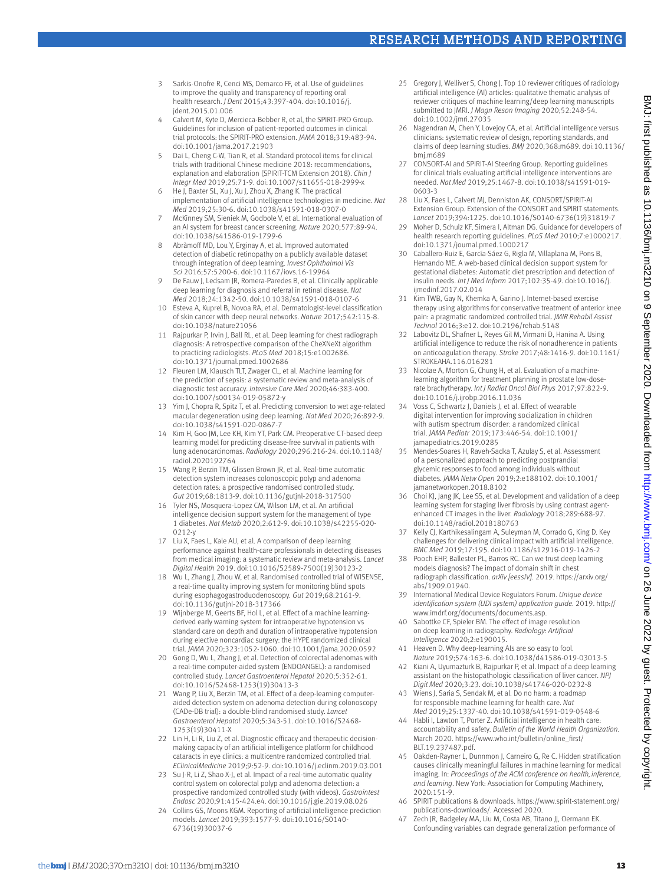3 Sarkis-Onofre R, Cenci MS, Demarco FF, et al. Use of guidelines to improve the quality and transparency of reporting oral health research. *J Dent* 2015;43:397-404. doi:10.1016/j.jdent.2015.01.006

4 Calvert M, Kyte D, Mercieca-Bebber R, et al, the SPIRIT-PRO Group. Guidelines for inclusion of patient-reported outcomes in clinical trial protocols: the SPIRIT-PRO extension. *JAMA* 2018;319:483-94. doi:10.1001/jama.2017.21903

5 Dai L, Cheng C-W, Tian R, et al. Standard protocol items for clinical trials with traditional Chinese medicine 2018: recommendations, explanation and elaboration (SPIRIT-TCM Extension 2018). *Chin J Integr Med* 2019;25:71-9. doi:10.1007/s11655-018-2999-x

6 He J, Baxter SL, Xu J, Xu J, Zhou X, Zhang K. The practical implementation of artificial intelligence technologies in medicine. *Nat Med* 2019;25:30-6. doi:10.1038/s41591-018-0307-0

7 McKinney SM, Sieniek M, Godbole V, et al. International evaluation of an AI system for breast cancer screening. *Nature* 2020;577:89-94. doi:10.1038/s41586-019-1799-6

8 Abràmoff MD, Lou Y, Erginay A, et al. Improved automated detection of diabetic retinopathy on a publicly available dataset through integration of deep learning. *Invest Ophthalmol Vis Sci* 2016;57:5200-6. doi:10.1167/iovs.16-19964

9 De Fauw J, Ledsam JR, Romera-Paredes B, et al. Clinically applicable deep learning for diagnosis and referral in retinal disease. *Nat Med* 2018;24:1342-50. doi:10.1038/s41591-018-0107-6

10 Esteva A, Kuprel B, Novoa RA, et al. Dermatologist-level classification of skin cancer with deep neural networks. *Nature* 2017;542:115-8. doi:10.1038/nature21056

11 Rajpurkar P, Irvin J, Ball RL, et al. Deep learning for chest radiograph diagnosis: A retrospective comparison of the CheXNeXt algorithm to practicing radiologists. *PLoS Med* 2018;15:e1002686. doi:10.1371/journal.pmed.1002686

12 Fleuren LM, Klausch TLT, Zwager CL, et al. Machine learning for the prediction of sepsis: a systematic review and meta-analysis of diagnostic test accuracy. *Intensive Care Med* 2020;46:383-400. doi:10.1007/s00134-019-05872-y

13 Yim J, Chopra R, Spitz T, et al. Predicting conversion to wet age-related macular degeneration using deep learning. *Nat Med* 2020;26:892-9. doi:10.1038/s41591-020-0867-7

14 Kim H, Goo JM, Lee KH, Kim YT, Park CM. Preoperative CT-based deep learning model for predicting disease-free survival in patients with lung adenocarcinomas. *Radiology* 2020;296:216-24. doi:10.1148/radiol.2020192764

15 Wang P, Berzin TM, Glissen Brown JR, et al. Real-time automatic detection system increases colonoscopic polyp and adenoma detection rates: a prospective randomised controlled study. *Gut* 2019;68:1813-9. doi:10.1136/gutjnl-2018-317500

16 Tyler NS, Mosquera-Lopez CM, Wilson LM, et al. An artificial intelligence decision support system for the management of type 1 diabetes. *Nat Metab* 2020;2:612-9. doi:10.1038/s42255-020-0212-y

17 Liu X, Faes L, Kale AU, et al. A comparison of deep learning performance against health-care professionals in detecting diseases from medical imaging: a systematic review and meta-analysis. *Lancet Digital Health* 2019. doi:10.1016/S2589-7500(19)30123-2

18 Wu L, Zhang J, Zhou W, et al. Randomised controlled trial of WISENSE, a real-time quality improving system for monitoring blind spots during esophagogastroduodenoscopy. *Gut* 2019;68:2161-9. doi:10.1136/gutjnl-2018-317366

19 Wijnberge M, Geerts BF, Hol L, et al. Effect of a machine learning-derived early warning system for intraoperative hypotension vs standard care on depth and duration of intraoperative hypotension during elective noncardiac surgery: the HYPE randomized clinical trial. *JAMA* 2020;323:1052-1060. doi:10.1001/jama.2020.0592

20 Gong D, Wu L, Zhang J, et al. Detection of colorectal adenomas with a real-time computer-aided system (ENDOANGEL): a randomised controlled study. *Lancet Gastroenterol Hepatol* 2020;5:352-61. doi:10.1016/S2468-1253(19)30413-3

21 Wang P, Liu X, Berzin TM, et al. Effect of a deep-learning computer-aided detection system on adenoma detection during colonoscopy (CADe-DB trial): a double-blind randomised study. *Lancet Gastroenterol Hepatol* 2020;5:343-51. doi:10.1016/S2468-1253(19)30411-X

22 Lin H, Li R, Liu Z, et al. Diagnostic efficacy and therapeutic decision-making capacity of an artificial intelligence platform for childhood cataracts in eye clinics: a multicentre randomized controlled trial. *EClinicalMedicine* 2019;9:52-9. doi:10.1016/j.eclinm.2019.03.001

23 Su J-R, Li Z, Shao X-J, et al. Impact of a real-time automatic quality control system on colorectal polyp and adenoma detection: a prospective randomized controlled study (with videos). *Gastrointest Endosc* 2020;91:415-424.e4. doi:10.1016/j.gie.2019.08.026

24 Collins GS, Moons KGM. Reporting of artificial intelligence prediction models. *Lancet* 2019;393:1577-9. doi:10.1016/S0140-6736(19)30037-6

25 Gregory J, Welliver S, Chong J. Top 10 reviewer critiques of radiology artificial intelligence (AI) articles: qualitative thematic analysis of reviewer critiques of machine learning/deep learning manuscripts submitted to JMRI. *J Magn Reson Imaging* 2020;52:248-54. doi:10.1002/jmri.27035

26 Nagendran M, Chen Y, Lovejoy CA, et al. Artificial intelligence versus clinicians: systematic review of design, reporting standards, and claims of deep learning studies. *BMJ* 2020;368:m689. doi:10.1136/bmj.m689

27 CONSORT-AI and SPIRIT-AI Steering Group. Reporting guidelines for clinical trials evaluating artificial intelligence interventions are needed. *Nat Med* 2019;25:1467-8. doi:10.1038/s41591-019-0603-3

28 Liu X, Faes L, Calvert MJ, Denniston AK, CONSORT/SPIRIT-AI Extension Group. Extension of the CONSORT and SPIRIT statements. *Lancet* 2019;394:1225. doi:10.1016/S0140-6736(19)31819-7

29 Moher D, Schulz KF, Simera I, Altman DG. Guidance for developers of health research reporting guidelines. *PLoS Med* 2010;7:e1000217. doi:10.1371/journal.pmed.1000217

30 Caballero-Ruiz E, García-Sáez G, Rigla M, Villaplana M, Pons B, Hernando ME. A web-based clinical decision support system for gestational diabetes: Automatic diet prescription and detection of insulin needs. *Int J Med Inform* 2017;102:35-49. doi:10.1016/j.ijmedinf.2017.02.014

31 Kim TWB, Gay N, Khemka A, Garino J. Internet-based exercise therapy using algorithms for conservative treatment of anterior knee pain: a pragmatic randomized controlled trial. *JMIR Rehabil Assist Technol* 2016;3:e12. doi:10.2196/rehab.5148

32 Labovitz DL, Shafner L, Reyes Gil M, Virmani D, Hanina A. Using artificial intelligence to reduce the risk of nonadherence in patients on anticoagulation therapy. *Stroke* 2017;48:1416-9. doi:10.1161/STROKEAHA.116.016281

33 Nicolae A, Morton G, Chung H, et al. Evaluation of a machine-learning algorithm for treatment planning in prostate low-dose-rate brachytherapy. *Int J Radiat Oncol Biol Phys* 2017;97:822-9. doi:10.1016/j.ijrobp.2016.11.036

34 Voss C, Schwartz J, Daniels J, et al. Effect of wearable digital intervention for improving socialization in children with autism spectrum disorder: a randomized clinical trial. *JAMA Pediatr* 2019;173:446-54. doi:10.1001/jamapediatrics.2019.0285

35 Mendes-Soares H, Raveh-Sadka T, Azulay S, et al. Assessment of a personalized approach to predicting postprandial glycemic responses to food among individuals without diabetes. *JAMA Netw Open* 2019;2:e188102. doi:10.1001/jamanetworkopen.2018.8102

36 Choi KJ, Jang JK, Lee SS, et al. Development and validation of a deep learning system for staging liver fibrosis by using contrast agent-enhanced CT images in the liver. *Radiology* 2018;289:688-97. doi:10.1148/radiol.2018180763

37 Kelly CJ, Karthikesalingam A, Suleyman M, Corrado G, King D. Key challenges for delivering clinical impact with artificial intelligence. *BMC Med* 2019;17:195. doi:10.1186/s12916-019-1426-2

38 Pooch EHP, Ballester PL, Barros RC. Can we trust deep learning models diagnosis? The impact of domain shift in chest radiograph classification. *arXiv [eessIV]*. 2019. https://arxiv.org/abs/1909.01940.

39 International Medical Device Regulators Forum. *Unique device identification system (UDI system) application guide*. 2019. http://www.imdrf.org/documents/documents.asp.

40 Sabottke CF, Spieler BM. The effect of image resolution on deep learning in radiography. *Radiology: Artificial Intelligence* 2020;2:e190015.

41 Heaven D. Why deep-learning AIs are so easy to fool. *Nature* 2019;574:163-6. doi:10.1038/d41586-019-03013-5

42 Kiani A, Uyumazturk B, Rajpurkar P, et al. Impact of a deep learning assistant on the histopathologic classification of liver cancer. *NPJ Digit Med* 2020;3:23. doi:10.1038/s41746-020-0232-8

43 Wiens J, Saria S, Sendak M, et al. Do no harm: a roadmap for responsible machine learning for health care. *Nat Med* 2019;25:1337-40. doi:10.1038/s41591-019-0548-6

44 Habli I, Lawton T, Porter Z. Artificial intelligence in health care: accountability and safety. *Bulletin of the World Health Organization*. March 2020. https://www.who.int/bulletin/online_first/BLT.19.237487.pdf.

45 Oakden-Rayner L, Dunnmon J, Carneiro G, Re C. Hidden stratification causes clinically meaningful failures in machine learning for medical imaging. In: *Proceedings of the ACM conference on health, inference, and learning*. New York: Association for Computing Machinery, 2020:151-9.

46 SPIRIT publications & downloads. https://www.spirit-statement.org/publications-downloads/. Accessed 2020.

47 Zech JR, Badgeley MA, Liu M, Costa AB, Titano JJ, Oermann EK. Confounding variables can degrade generalization performance of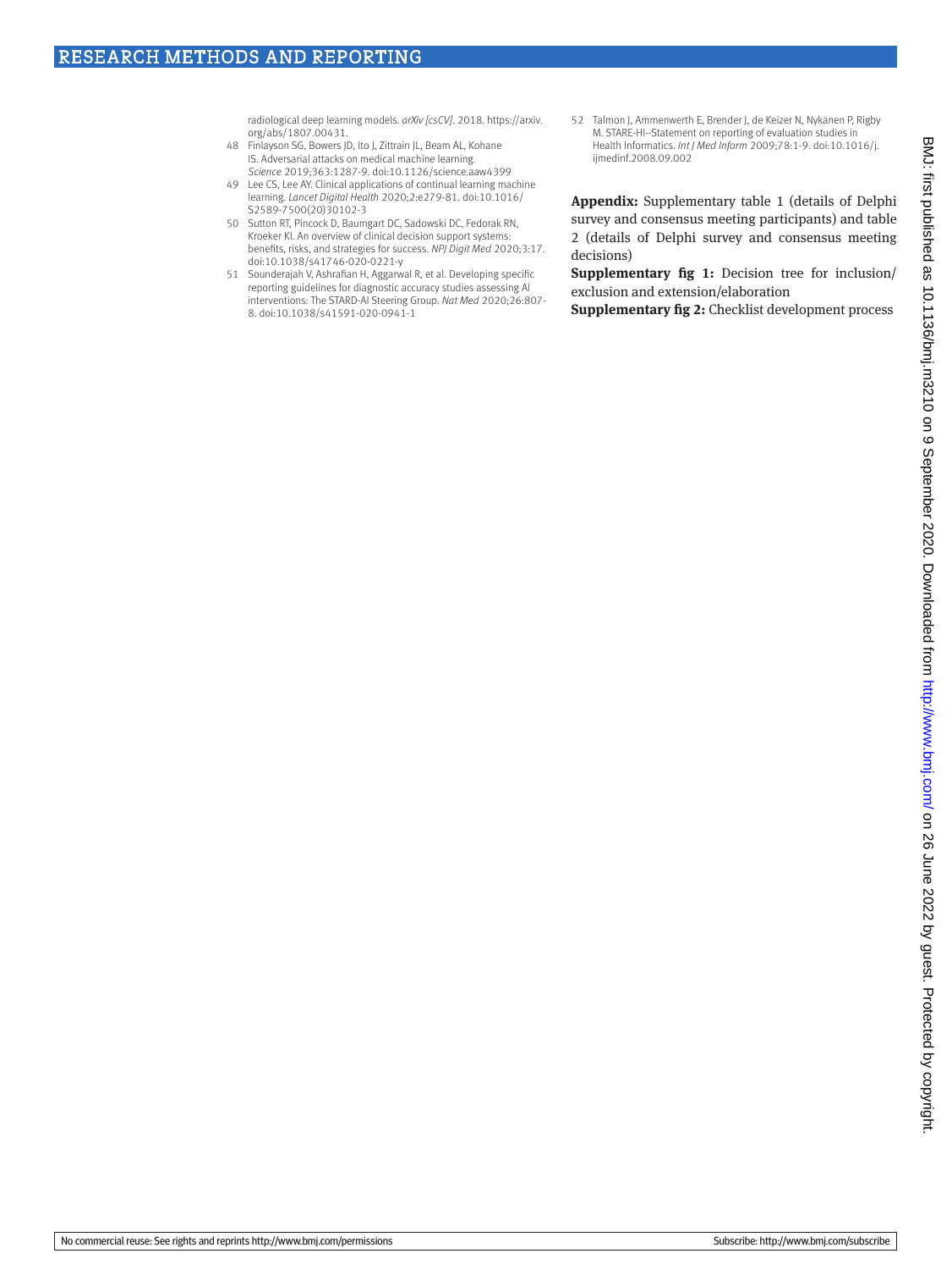radiological deep learning models. *arXiv [csCV]*. 2018. https://arxiv.org/abs/1807.00431.

48 Finlayson SG, Bowers JD, Ito J, Zittrain JL, Beam AL, Kohane IS. Adversarial attacks on medical machine learning. *Science* 2019;363:1287-9. doi:10.1126/science.aaw4399

49 Lee CS, Lee AY. Clinical applications of continual learning machine learning. *Lancet Digital Health* 2020;2:e279-81. doi:10.1016/S2589-7500(20)30102-3

50 Sutton RT, Pincock D, Baumgart DC, Sadowski DC, Fedorak RN, Kroeker KI. An overview of clinical decision support systems: benefits, risks, and strategies for success. *NPJ Digit Med* 2020;3:17. doi:10.1038/s41746-020-0221-y

51 Sounderajah V, Ashrafian H, Aggarwal R, et al. Developing specific reporting guidelines for diagnostic accuracy studies assessing AI interventions: The STARD-AI Steering Group. *Nat Med* 2020;26:807-8. doi:10.1038/s41591-020-0941-1

52 Talmon J, Ammenwerth E, Brender J, de Keizer N, Nykänen P, Rigby M. STARE-HI--Statement on reporting of evaluation studies in Health Informatics. *Int J Med Inform* 2009;78:1-9. doi:10.1016/j.ijmedinf.2008.09.002

**Appendix:** Supplementary table 1 (details of Delphi survey and consensus meeting participants) and table 2 (details of Delphi survey and consensus meeting decisions)

**Supplementary fig 1:** Decision tree for inclusion/exclusion and extension/elaboration

**Supplementary fig 2:** Checklist development process